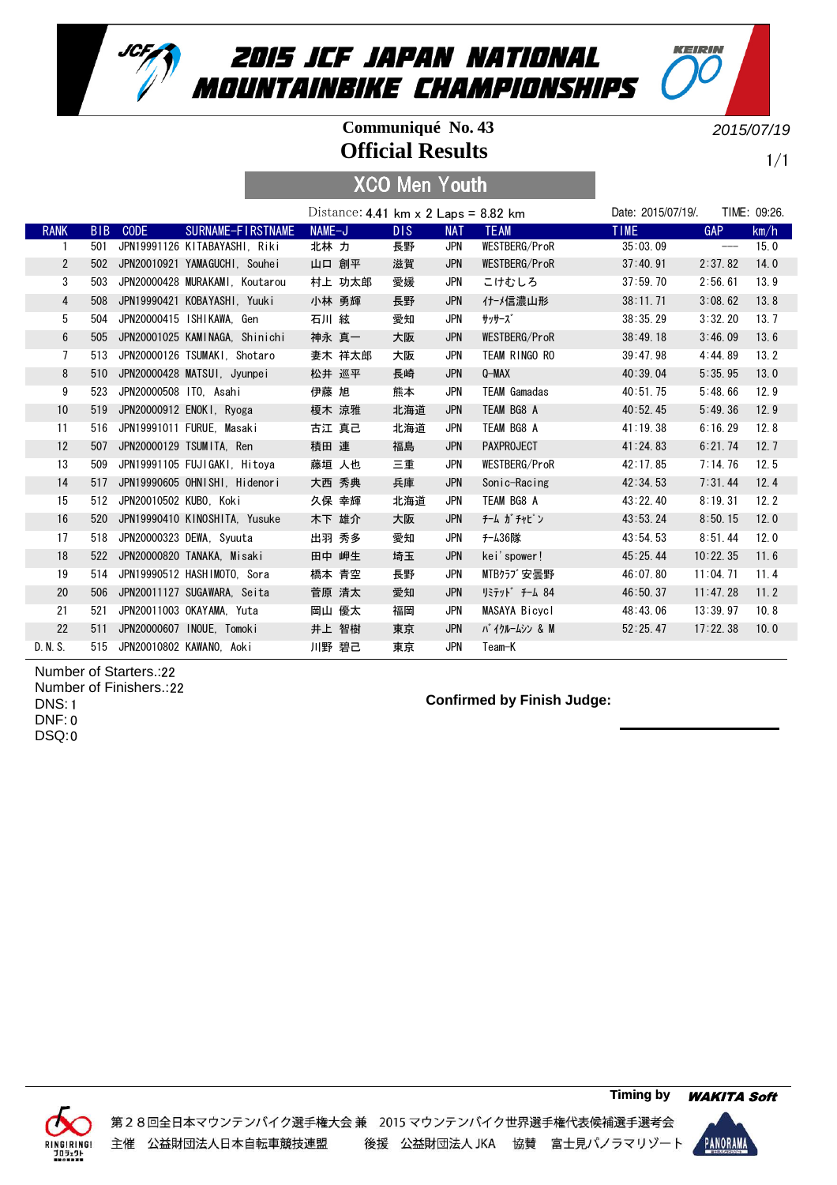# 2015 JCF JAPAN NATIONAL MOUNTAINBIKE CHAMPIONSHIPS

**Communiqué No. 43**

2015/07/19

## Official Results

### XCO Men Youth

Distance: 4.41 km x 2 Laps = 8.82 km

Date: 2015/07/19/. TIME: 09:26.

| RANK | BIB | CODE | SURNAME-FIRSTNAME | NAME-J | DIS | NAT | TEAM | TIME | GAP | km/h |
|---|---|---|---|---|---|---|---|---|---|---|
| 1 | 501 | JPN19991126 | KITABAYASHI, Riki | 北林 力 | 長野 | JPN | WESTBERG/ProR | 35:03.09 | --- | 15.0 |
| 2 | 502 | JPN20010921 | YAMAGUCHI, Souhei | 山口 創平 | 滋賀 | JPN | WESTBERG/ProR | 37:40.91 | 2:37.82 | 14.0 |
| 3 | 503 | JPN20000428 | MURAKAMI, Koutarou | 村上 功太郎 | 愛媛 | JPN | こけむしろ | 37:59.70 | 2:56.61 | 13.9 |
| 4 | 508 | JPN19990421 | KOBAYASHI, Yuuki | 小林 勇輝 | 長野 | JPN | ｲﾅｰﾒ信濃山形 | 38:11.71 | 3:08.62 | 13.8 |
| 5 | 504 | JPN20000415 | ISHIKAWA, Gen | 石川 絃 | 愛知 | JPN | ｻｯｻｰｽﾞ | 38:35.29 | 3:32.20 | 13.7 |
| 6 | 505 | JPN20001025 | KAMINAGA, Shinichi | 神永 真一 | 大阪 | JPN | WESTBERG/ProR | 38:49.18 | 3:46.09 | 13.6 |
| 7 | 513 | JPN20000126 | TSUMAKI, Shotaro | 妻木 祥太郎 | 大阪 | JPN | TEAM RINGO RO | 39:47.98 | 4:44.89 | 13.2 |
| 8 | 510 | JPN20000428 | MATSUI, Jyunpei | 松井 巡平 | 長崎 | JPN | Q-MAX | 40:39.04 | 5:35.95 | 13.0 |
| 9 | 523 | JPN20000508 | ITO, Asahi | 伊藤 旭 | 熊本 | JPN | TEAM Gamadas | 40:51.75 | 5:48.66 | 12.9 |
| 10 | 519 | JPN20000912 | ENOKI, Ryoga | 榎木 涼雅 | 北海道 | JPN | TEAM BG8 A | 40:52.45 | 5:49.36 | 12.9 |
| 11 | 516 | JPN19991011 | FURUE, Masaki | 古江 真己 | 北海道 | JPN | TEAM BG8 A | 41:19.38 | 6:16.29 | 12.8 |
| 12 | 507 | JPN20000129 | TSUMITA, Ren | 積田 連 | 福島 | JPN | PAXPROJECT | 41:24.83 | 6:21.74 | 12.7 |
| 13 | 509 | JPN19991105 | FUJIGAKI, Hitoya | 藤垣 人也 | 三重 | JPN | WESTBERG/ProR | 42:17.85 | 7:14.76 | 12.5 |
| 14 | 517 | JPN19990605 | OHNISHI, Hidenori | 大西 秀典 | 兵庫 | JPN | Sonic-Racing | 42:34.53 | 7:31.44 | 12.4 |
| 15 | 512 | JPN20010502 | KUBO, Koki | 久保 幸輝 | 北海道 | JPN | TEAM BG8 A | 43:22.40 | 8:19.31 | 12.2 |
| 16 | 520 | JPN19990410 | KINOSHITA, Yusuke | 木下 雄介 | 大阪 | JPN | ﾁｰﾑ ｶﾞﾁﾔﾋﾟﾝ | 43:53.24 | 8:50.15 | 12.0 |
| 17 | 518 | JPN20000323 | DEWA, Syuuta | 出羽 秀多 | 愛知 | JPN | ﾁｰﾑ36隊 | 43:54.53 | 8:51.44 | 12.0 |
| 18 | 522 | JPN20000820 | TANAKA, Misaki | 田中 岬生 | 埼玉 | JPN | kei'spower! | 45:25.44 | 10:22.35 | 11.6 |
| 19 | 514 | JPN19990512 | HASHIMOTO, Sora | 橋本 青空 | 長野 | JPN | MTBｸﾗﾌﾞ安曇野 | 46:07.80 | 11:04.71 | 11.4 |
| 20 | 506 | JPN20011127 | SUGAWARA, Seita | 菅原 清太 | 愛知 | JPN | ﾘﾐﾃｯﾄﾞ ﾁｰﾑ 84 | 46:50.37 | 11:47.28 | 11.2 |
| 21 | 521 | JPN20011003 | OKAYAMA, Yuta | 岡山 優太 | 福岡 | JPN | MASAYA Bicycl | 48:43.06 | 13:39.97 | 10.8 |
| 22 | 511 | JPN20000607 | INOUE, Tomoki | 井上 智樹 | 東京 | JPN | ﾊﾞｲｸﾙｰﾑｼﾝ & M | 52:25.47 | 17:22.38 | 10.0 |
| D.N.S. | 515 | JPN20010802 | KAWANO, Aoki | 川野 碧己 | 東京 | JPN | Team-K | | | |

Number of Starters.:22
Number of Finishers.:22
DNS:1
DNF:0
DSQ:0

**Confirmed by Finish Judge:**

Timing by WAKITA Soft

第２８回全日本マウンテンバイク選手権大会 兼 2015 マウンテンバイク世界選手権代表候補選手選考会
主催 公益財団法人日本自転車競技連盟 後援 公益財団法人 JKA 協賛 富士見パノラマリゾート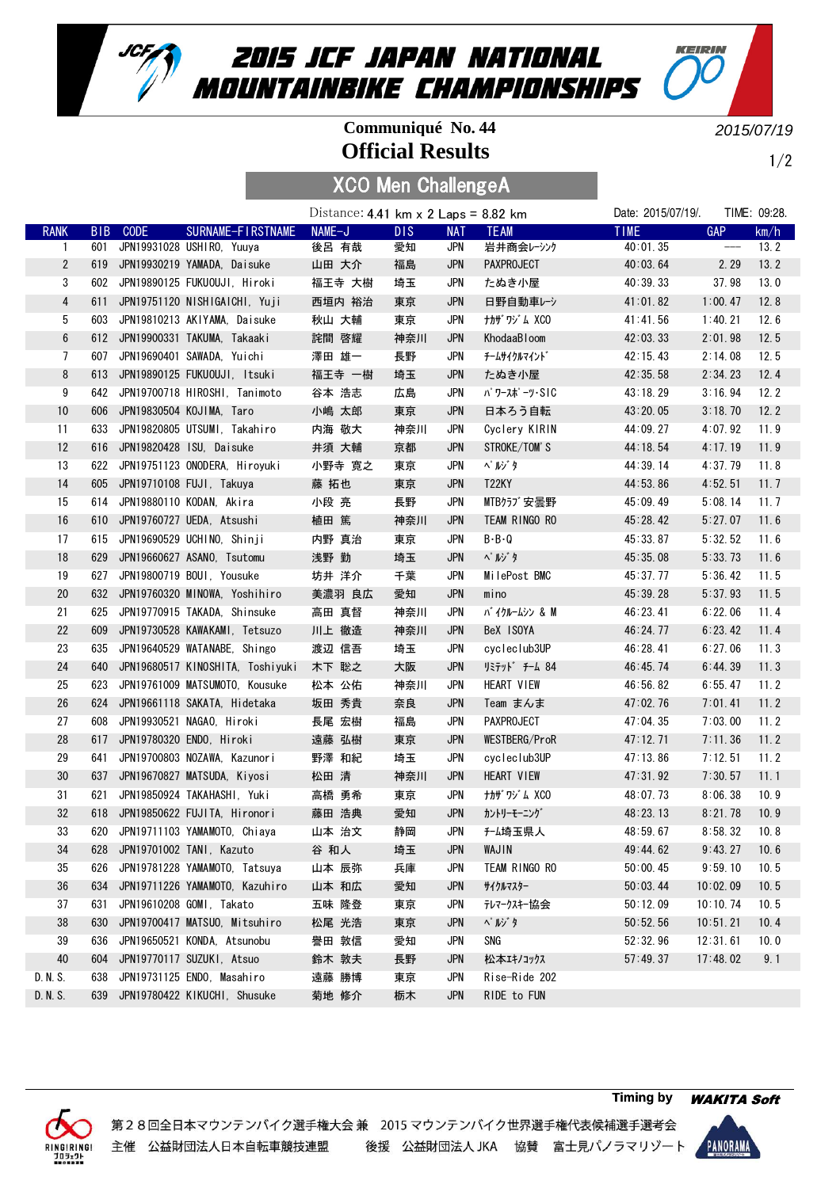# 2015 JCF JAPAN NATIONAL MOUNTAINBIKE CHAMPIONSHIPS

2015/07/19

## Communiqué No. 44
## Official Results

### XCO Men ChallengeA

Distance: 4.41 km x 2 Laps = 8.82 km

Date: 2015/07/19/. TIME: 09:28.

| RANK | BIB | CODE | SURNAME-FIRSTNAME | NAME-J | DIS | NAT | TEAM | TIME | GAP | km/h |
|---|---|---|---|---|---|---|---|---|---|---|
| 1 | 601 | JPN19931028 | USHIRO, Yuuya | 後呂 有哉 | 愛知 | JPN | 岩井商会レーシング | 40:01.35 | --- | 13.2 |
| 2 | 619 | JPN19930219 | YAMADA, Daisuke | 山田 大介 | 福島 | JPN | PAXPROJECT | 40:03.64 | 2.29 | 13.2 |
| 3 | 602 | JPN19890125 | FUKUOUJI, Hiroki | 福王寺 大樹 | 埼玉 | JPN | たぬき小屋 | 40:39.33 | 37.98 | 13.0 |
| 4 | 611 | JPN19751120 | NISHIGAICHI, Yuji | 西垣内 裕治 | 東京 | JPN | 日野自動車レーシ | 41:01.82 | 1:00.47 | 12.8 |
| 5 | 603 | JPN19810213 | AKIYAMA, Daisuke | 秋山 大輔 | 東京 | JPN | ﾅｶｻﾞﾜｼﾞﾑ XCO | 41:41.56 | 1:40.21 | 12.6 |
| 6 | 612 | JPN19900331 | TAKUMA, Takaaki | 詫間 啓耀 | 神奈川 | JPN | KhodaaBloom | 42:03.33 | 2:01.98 | 12.5 |
| 7 | 607 | JPN19690401 | SAWADA, Yuichi | 澤田 雄一 | 長野 | JPN | ﾁｰﾑｻｲｸﾙﾏｲﾝﾄﾞ | 42:15.43 | 2:14.08 | 12.5 |
| 8 | 613 | JPN19890125 | FUKUOUJI, Itsuki | 福王寺 一樹 | 埼玉 | JPN | たぬき小屋 | 42:35.58 | 2:34.23 | 12.4 |
| 9 | 642 | JPN19700718 | HIROSHI, Tanimoto | 谷本 浩志 | 広島 | JPN | ﾊﾟﾜｰｽﾎﾟｰﾂ･SIC | 43:18.29 | 3:16.94 | 12.2 |
| 10 | 606 | JPN19830504 | KOJIMA, Taro | 小嶋 太郎 | 東京 | JPN | 日本ろう自転 | 43:20.05 | 3:18.70 | 12.2 |
| 11 | 633 | JPN19820805 | UTSUMI, Takahiro | 内海 敬大 | 神奈川 | JPN | Cyclery KIRIN | 44:09.27 | 4:07.92 | 11.9 |
| 12 | 616 | JPN19820428 | ISU, Daisuke | 井須 大輔 | 京都 | JPN | STROKE/TOM'S | 44:18.54 | 4:17.19 | 11.9 |
| 13 | 622 | JPN19751123 | ONODERA, Hiroyuki | 小野寺 寛之 | 東京 | JPN | ﾍﾟﾙｼﾞﾀ | 44:39.14 | 4:37.79 | 11.8 |
| 14 | 605 | JPN19710108 | FUJI, Takuya | 藤 拓也 | 東京 | JPN | T22KY | 44:53.86 | 4:52.51 | 11.7 |
| 15 | 614 | JPN19880110 | KODAN, Akira | 小段 亮 | 長野 | JPN | MTBｸﾗﾌﾞ 安曇野 | 45:09.49 | 5:08.14 | 11.7 |
| 16 | 610 | JPN19760727 | UEDA, Atsushi | 植田 篤 | 神奈川 | JPN | TEAM RINGO RO | 45:28.42 | 5:27.07 | 11.6 |
| 17 | 615 | JPN19690529 | UCHINO, Shinji | 内野 真治 | 東京 | JPN | B-B-Q | 45:33.87 | 5:32.52 | 11.6 |
| 18 | 629 | JPN19660627 | ASANO, Tsutomu | 浅野 勤 | 埼玉 | JPN | ﾍﾟﾙｼﾞﾀ | 45:35.08 | 5:33.73 | 11.6 |
| 19 | 627 | JPN19800719 | BOUI, Yousuke | 坊井 洋介 | 千葉 | JPN | MilePost BMC | 45:37.77 | 5:36.42 | 11.5 |
| 20 | 632 | JPN19760320 | MINOWA, Yoshihiro | 美濃羽 良広 | 愛知 | JPN | mino | 45:39.28 | 5:37.93 | 11.5 |
| 21 | 625 | JPN19770915 | TAKADA, Shinsuke | 高田 真督 | 神奈川 | JPN | ﾊﾞｲｸﾙｰﾑｼﾝ & M | 46:23.41 | 6:22.06 | 11.4 |
| 22 | 609 | JPN19730528 | KAWAKAMI, Tetsuzo | 川上 徹造 | 神奈川 | JPN | BeX ISOYA | 46:24.77 | 6:23.42 | 11.4 |
| 23 | 635 | JPN19640529 | WATANABE, Shingo | 渡辺 信吾 | 埼玉 | JPN | cycleclub3UP | 46:28.41 | 6:27.06 | 11.3 |
| 24 | 640 | JPN19680517 | KINOSHITA, Toshiyuki | 木下 聡之 | 大阪 | JPN | ﾘﾐﾃｯﾄﾞ ﾁｰﾑ 84 | 46:45.74 | 6:44.39 | 11.3 |
| 25 | 623 | JPN19761009 | MATSUMOTO, Kousuke | 松本 公佑 | 神奈川 | JPN | HEART VIEW | 46:56.82 | 6:55.47 | 11.2 |
| 26 | 624 | JPN19661118 | SAKATA, Hidetaka | 坂田 秀貴 | 奈良 | JPN | Team まんま | 47:02.76 | 7:01.41 | 11.2 |
| 27 | 608 | JPN19930521 | NAGAO, Hiroki | 長尾 宏樹 | 福島 | JPN | PAXPROJECT | 47:04.35 | 7:03.00 | 11.2 |
| 28 | 617 | JPN19780320 | ENDO, Hiroki | 遠藤 弘樹 | 東京 | JPN | WESTBERG/ProR | 47:12.71 | 7:11.36 | 11.2 |
| 29 | 641 | JPN19700803 | NOZAWA, Kazunori | 野澤 和紀 | 埼玉 | JPN | cycleclub3UP | 47:13.86 | 7:12.51 | 11.2 |
| 30 | 637 | JPN19670827 | MATSUDA, Kiyosi | 松田 清 | 神奈川 | JPN | HEART VIEW | 47:31.92 | 7:30.57 | 11.1 |
| 31 | 621 | JPN19850924 | TAKAHASHI, Yuki | 高橋 勇希 | 東京 | JPN | ﾅｶｻﾞﾜｼﾞﾑ XCO | 48:07.73 | 8:06.38 | 10.9 |
| 32 | 618 | JPN19850622 | FUJITA, Hironori | 藤田 浩典 | 愛知 | JPN | ｶﾝﾄﾘｰﾓｰﾆﾝｸﾞ | 48:23.13 | 8:21.78 | 10.9 |
| 33 | 620 | JPN19711103 | YAMAMOTO, Chiaya | 山本 治文 | 静岡 | JPN | ﾁｰﾑ埼玉県人 | 48:59.67 | 8:58.32 | 10.8 |
| 34 | 628 | JPN19701002 | TANI, Kazuto | 谷 和人 | 埼玉 | JPN | WAJIN | 49:44.62 | 9:43.27 | 10.6 |
| 35 | 626 | JPN19781228 | YAMAMOTO, Tatsuya | 山本 辰弥 | 兵庫 | JPN | TEAM RINGO RO | 50:00.45 | 9:59.10 | 10.5 |
| 36 | 634 | JPN19711226 | YAMAMOTO, Kazuhiro | 山本 和広 | 愛知 | JPN | ｻｲｸﾙﾏｽﾀｰ | 50:03.44 | 10:02.09 | 10.5 |
| 37 | 631 | JPN19610208 | GOMI, Takato | 五味 隆登 | 東京 | JPN | ﾃﾚﾏｰｸｽｷｰ協会 | 50:12.09 | 10:10.74 | 10.5 |
| 38 | 630 | JPN19700417 | MATSUO, Mitsuhiro | 松尾 光浩 | 東京 | JPN | ﾍﾟﾙｼﾞﾀ | 50:52.56 | 10:51.21 | 10.4 |
| 39 | 636 | JPN19650521 | KONDA, Atsunobu | 譽田 敦信 | 愛知 | JPN | SNG | 52:32.96 | 12:31.61 | 10.0 |
| 40 | 604 | JPN19770117 | SUZUKI, Atsuo | 鈴木 敦夫 | 長野 | JPN | 松本ｴｷﾉｺｯｸｽ | 57:49.37 | 17:48.02 | 9.1 |
| D.N.S. | 638 | JPN19731125 | ENDO, Masahiro | 遠藤 勝博 | 東京 | JPN | Rise-Ride 202 | | | |
| D.N.S. | 639 | JPN19780422 | KIKUCHI, Shusuke | 菊地 修介 | 栃木 | JPN | RIDE to FUN | | | |

Timing by WAKITA Soft

第２８回全日本マウンテンバイク選手権大会 兼 2015 マウンテンバイク世界選手権代表候補選手選考会
主催 公益財団法人日本自転車競技連盟 後援 公益財団法人 JKA 協賛 富士見パノラマリゾート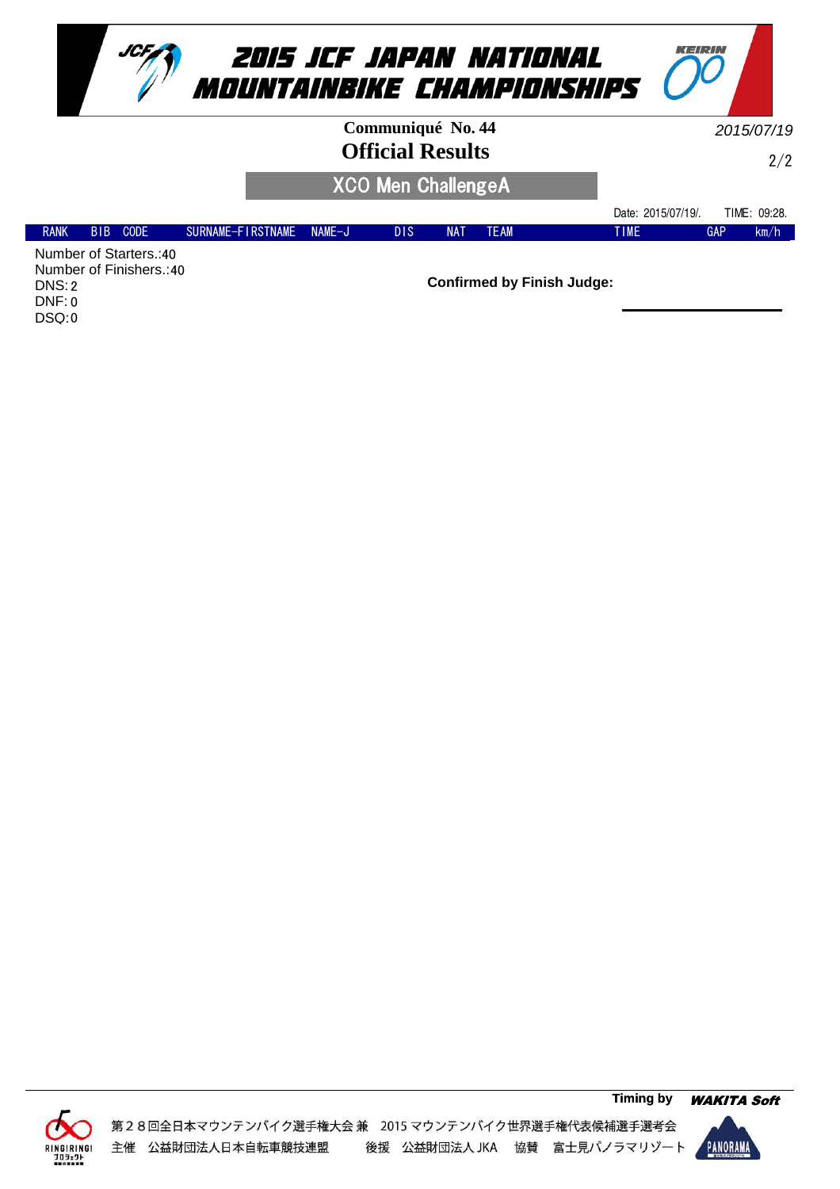# 2015 JCF JAPAN NATIONAL MOUNTAINBIKE CHAMPIONSHIPS

**Communiqué No. 44**

*2015/07/19*

## Official Results

### XCO Men ChallengeA

Date: 2015/07/19/. TIME: 09:28.

| RANK | BIB | CODE | SURNAME-FIRSTNAME | NAME-J | DIS | NAT | TEAM | TIME | GAP | km/h |
|---|---|---|---|---|---|---|---|---|---|---|

Number of Starters.:40
Number of Finishers.:40
DNS:2
DNF:0
DSQ:0

**Confirmed by Finish Judge:**

**Timing by** ***WAKITA Soft***

第２８回全日本マウンテンバイク選手権大会 兼　2015 マウンテンバイク世界選手権代表候補選手選考会
主催　公益財団法人日本自転車競技連盟　　後援　公益財団法人 JKA　協賛　富士見パノラマリゾート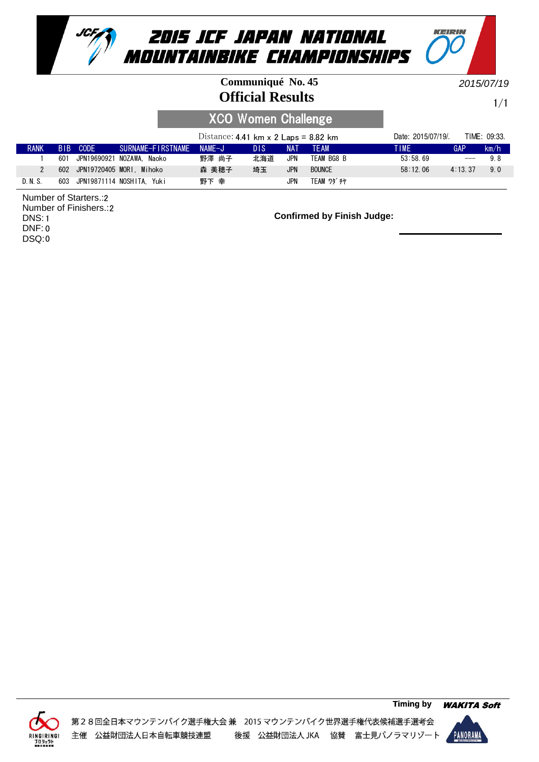# 2015 JCF JAPAN NATIONAL MOUNTAINBIKE CHAMPIONSHIPS

**Communiqué No. 45**

*2015/07/19*

## Official Results

### XCO Women Challenge

Distance: 4.41 km x 2 Laps = 8.82 km

Date: 2015/07/19/. TIME: 09:33.

| RANK | BIB | CODE | SURNAME-FIRSTNAME | NAME-J | DIS | NAT | TEAM | TIME | GAP | km/h |
|---|---|---|---|---|---|---|---|---|---|---|
| 1 | 601 | JPN19690921 | NOZAWA, Naoko | 野澤 尚子 | 北海道 | JPN | TEAM BG8 B | 53:58.69 | --- | 9.8 |
| 2 | 602 | JPN19720405 | MORI, Mihoko | 森 美穂子 | 埼玉 | JPN | BOUNCE | 58:12.06 | 4:13.37 | 9.0 |
| D.N.S. | 603 | JPN19871114 | NOSHITA, Yuki | 野下 幸 | | JPN | TEAM ﾜﾀﾞﾁﾔ | | | |

Number of Starters.:2
Number of Finishers.:2
DNS:1
DNF:0
DSQ:0

**Confirmed by Finish Judge:**

**Timing by** ***WAKITA Soft***

第２８回全日本マウンテンバイク選手権大会 兼 2015 マウンテンバイク世界選手権代表候補選手選考会
主催 公益財団法人日本自転車競技連盟 後援 公益財団法人 JKA 協賛 富士見パノラマリゾート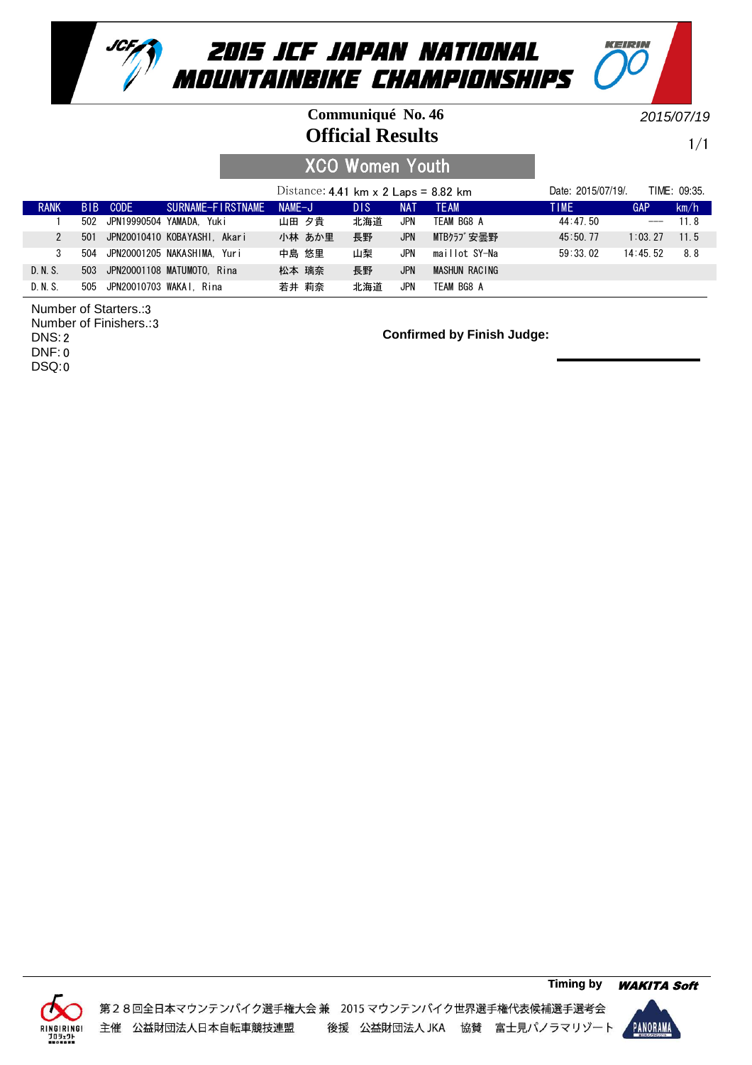# 2015 JCF JAPAN NATIONAL MOUNTAINBIKE CHAMPIONSHIPS

**Communiqué No. 46**

**Official Results**

2015/07/19

## XCO Women Youth

Distance: 4.41 km x 2 Laps = 8.82 km

Date: 2015/07/19/. TIME: 09:35.

| RANK | BIB | CODE | SURNAME-FIRSTNAME | NAME-J | DIS | NAT | TEAM | TIME | GAP | km/h |
|---|---|---|---|---|---|---|---|---|---|---|
| 1 | 502 | JPN19990504 | YAMADA, Yuki | 山田 夕貴 | 北海道 | JPN | TEAM BG8 A | 44:47.50 | --- | 11.8 |
| 2 | 501 | JPN20010410 | KOBAYASHI, Akari | 小林 あか里 | 長野 | JPN | MTBｸﾗﾌﾞ 安曇野 | 45:50.77 | 1:03.27 | 11.5 |
| 3 | 504 | JPN20001205 | NAKASHIMA, Yuri | 中島 悠里 | 山梨 | JPN | maillot SY-Na | 59:33.02 | 14:45.52 | 8.8 |
| D.N.S. | 503 | JPN20001108 | MATUMOTO, Rina | 松本 璃奈 | 長野 | JPN | MASHUN RACING | | | |
| D.N.S. | 505 | JPN20010703 | WAKAI, Rina | 若井 莉奈 | 北海道 | JPN | TEAM BG8 A | | | |

Number of Starters.:3
Number of Finishers.:3
DNS: 2
DNF: 0
DSQ: 0

**Confirmed by Finish Judge:**

Timing by WAKITA Soft

第２８回全日本マウンテンバイク選手権大会 兼　2015 マウンテンバイク世界選手権代表候補選手選考会
主催　公益財団法人日本自転車競技連盟　　後援　公益財団法人 JKA　協賛　富士見パノラマリゾート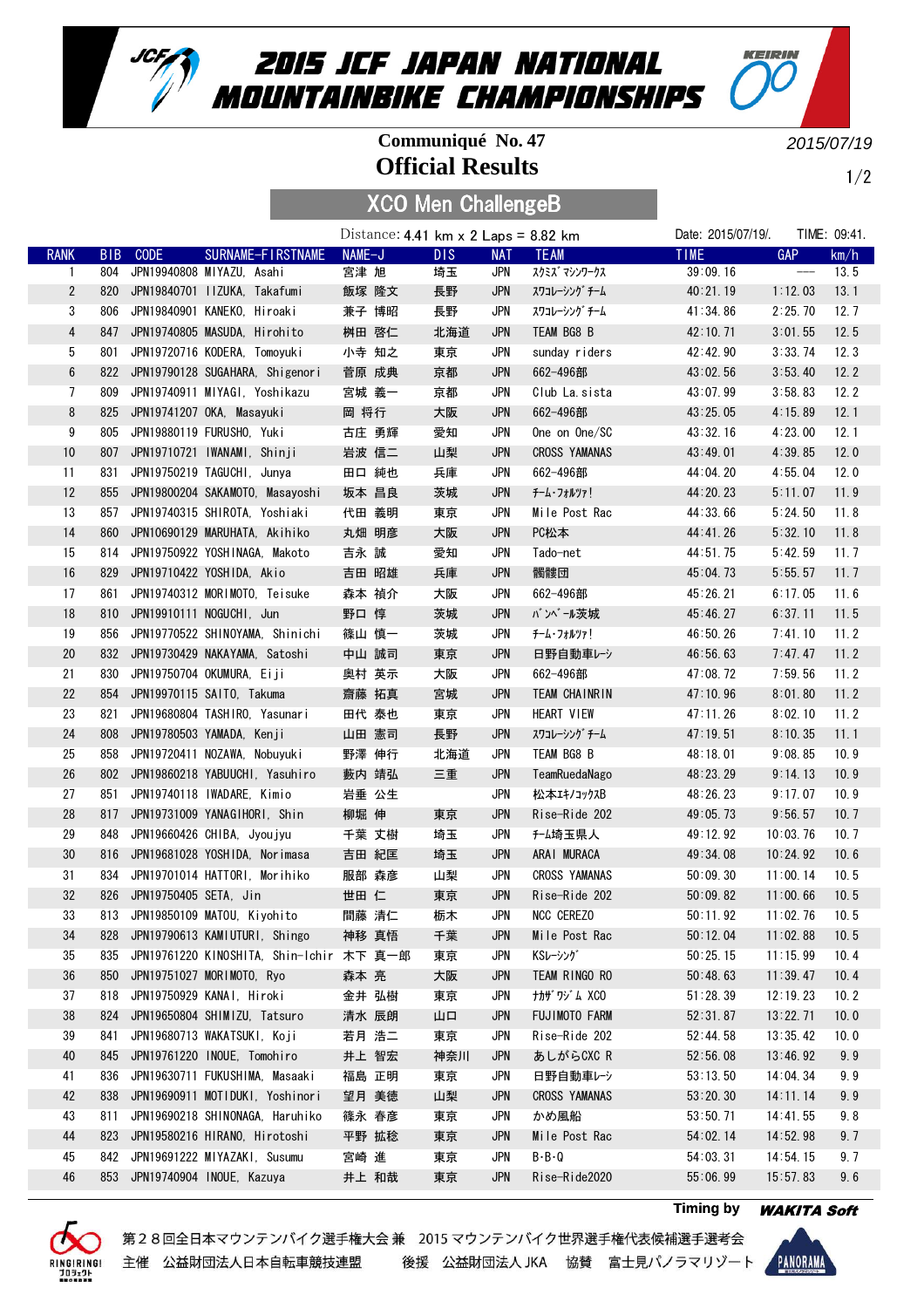# 2015 JCF JAPAN NATIONAL MOUNTAINBIKE CHAMPIONSHIPS

**Communiqué No. 47**

2015/07/19

## Official Results

### XCO Men ChallengeB

Distance: 4.41 km x 2 Laps = 8.82 km

Date: 2015/07/19/. TIME: 09:41.

| RANK | BIB | CODE | SURNAME-FIRSTNAME | NAME-J | DIS | NAT | TEAM | TIME | GAP | km/h |
|---|---|---|---|---|---|---|---|---|---|---|
| 1 | 804 | JPN19940808 | MIYAZU, Asahi | 宮津 旭 | 埼玉 | JPN | ｽｸﾐｽﾞ ﾏｼﾝﾜｰｸｽ | 39:09.16 | --- | 13.5 |
| 2 | 820 | JPN19840701 | IIZUKA, Takafumi | 飯塚 隆文 | 長野 | JPN | ｽﾜｺﾚｰｼﾝｸﾞﾁｰﾑ | 40:21.19 | 1:12.03 | 13.1 |
| 3 | 806 | JPN19840901 | KANEKO, Hiroaki | 兼子 博昭 | 長野 | JPN | ｽﾜｺﾚｰｼﾝｸﾞﾁｰﾑ | 41:34.86 | 2:25.70 | 12.7 |
| 4 | 847 | JPN19740805 | MASUDA, Hirohito | 桝田 啓仁 | 北海道 | JPN | TEAM BG8 B | 42:10.71 | 3:01.55 | 12.5 |
| 5 | 801 | JPN19720716 | KODERA, Tomoyuki | 小寺 知之 | 東京 | JPN | sunday riders | 42:42.90 | 3:33.74 | 12.3 |
| 6 | 822 | JPN19790128 | SUGAHARA, Shigenori | 菅原 成典 | 京都 | JPN | 662-496部 | 43:02.56 | 3:53.40 | 12.2 |
| 7 | 809 | JPN19740911 | MIYAGI, Yoshikazu | 宮城 義一 | 京都 | JPN | Club La.sista | 43:07.99 | 3:58.83 | 12.2 |
| 8 | 825 | JPN19741207 | OKA, Masayuki | 岡 将行 | 大阪 | JPN | 662-496部 | 43:25.05 | 4:15.89 | 12.1 |
| 9 | 805 | JPN19880119 | FURUSHO, Yuki | 古庄 勇輝 | 愛知 | JPN | One on One/SC | 43:32.16 | 4:23.00 | 12.1 |
| 10 | 807 | JPN19710721 | IWANAMI, Shinji | 岩波 信二 | 山梨 | JPN | CROSS YAMANAS | 43:49.01 | 4:39.85 | 12.0 |
| 11 | 831 | JPN19750219 | TAGUCHI, Junya | 田口 純也 | 兵庫 | JPN | 662-496部 | 44:04.20 | 4:55.04 | 12.0 |
| 12 | 855 | JPN19800204 | SAKAMOTO, Masayoshi | 坂本 昌良 | 茨城 | JPN | ﾁｰﾑ･ﾌｫﾙﾂｧ! | 44:20.23 | 5:11.07 | 11.9 |
| 13 | 857 | JPN19740315 | SHIROTA, Yoshiaki | 代田 義明 | 東京 | JPN | Mile Post Rac | 44:33.66 | 5:24.50 | 11.8 |
| 14 | 860 | JPN10690129 | MARUHATA, Akihiko | 丸畑 明彦 | 大阪 | JPN | PC松本 | 44:41.26 | 5:32.10 | 11.8 |
| 15 | 814 | JPN19750922 | YOSHINAGA, Makoto | 吉永 誠 | 愛知 | JPN | Tado-net | 44:51.75 | 5:42.59 | 11.7 |
| 16 | 829 | JPN19710422 | YOSHIDA, Akio | 吉田 昭雄 | 兵庫 | JPN | 髑髏団 | 45:04.73 | 5:55.57 | 11.7 |
| 17 | 861 | JPN19740312 | MORIMOTO, Teisuke | 森本 禎介 | 大阪 | JPN | 662-496部 | 45:26.21 | 6:17.05 | 11.6 |
| 18 | 810 | JPN19910111 | NOGUCHI, Jun | 野口 惇 | 茨城 | JPN | ﾊﾞﾝﾍﾞｰﾙ茨城 | 45:46.27 | 6:37.11 | 11.5 |
| 19 | 856 | JPN19770522 | SHINOYAMA, Shinichi | 篠山 慎一 | 茨城 | JPN | ﾁｰﾑ･ﾌｫﾙﾂｧ! | 46:50.26 | 7:41.10 | 11.2 |
| 20 | 832 | JPN19730429 | NAKAYAMA, Satoshi | 中山 誠司 | 東京 | JPN | 日野自動車ﾚｰｼ | 46:56.63 | 7:47.47 | 11.2 |
| 21 | 830 | JPN19750704 | OKUMURA, Eiji | 奥村 英示 | 大阪 | JPN | 662-496部 | 47:08.72 | 7:59.56 | 11.2 |
| 22 | 854 | JPN19970115 | SAITO, Takuma | 齋藤 拓真 | 宮城 | JPN | TEAM CHAINRIN | 47:10.96 | 8:01.80 | 11.2 |
| 23 | 821 | JPN19680804 | TASHIRO, Yasunari | 田代 泰也 | 東京 | JPN | HEART VIEW | 47:11.26 | 8:02.10 | 11.2 |
| 24 | 808 | JPN19780503 | YAMADA, Kenji | 山田 憲司 | 長野 | JPN | ｽﾜｺﾚｰｼﾝｸﾞﾁｰﾑ | 47:19.51 | 8:10.35 | 11.1 |
| 25 | 858 | JPN19720411 | NOZAWA, Nobuyuki | 野澤 伸行 | 北海道 | JPN | TEAM BG8 B | 48:18.01 | 9:08.85 | 10.9 |
| 26 | 802 | JPN19860218 | YABUUCHI, Yasuhiro | 藪内 靖弘 | 三重 | JPN | TeamRuedaNago | 48:23.29 | 9:14.13 | 10.9 |
| 27 | 851 | JPN19740118 | IWADARE, Kimio | 岩垂 公生 | | JPN | 松本ｴｷ/ｺｯｸｽB | 48:26.23 | 9:17.07 | 10.9 |
| 28 | 817 | JPN19731009 | YANAGIHORI, Shin | 柳堀 伸 | 東京 | JPN | Rise-Ride 202 | 49:05.73 | 9:56.57 | 10.7 |
| 29 | 848 | JPN19660426 | CHIBA, Jyoujyu | 千葉 丈樹 | 埼玉 | JPN | ﾁｰﾑ埼玉県人 | 49:12.92 | 10:03.76 | 10.7 |
| 30 | 816 | JPN19681028 | YOSHIDA, Norimasa | 吉田 紀匡 | 埼玉 | JPN | ARAI MURACA | 49:34.08 | 10:24.92 | 10.6 |
| 31 | 834 | JPN19701014 | HATTORI, Morihiko | 服部 森彦 | 山梨 | JPN | CROSS YAMANAS | 50:09.30 | 11:00.14 | 10.5 |
| 32 | 826 | JPN19750405 | SETA, Jin | 世田 仁 | 東京 | JPN | Rise-Ride 202 | 50:09.82 | 11:00.66 | 10.5 |
| 33 | 813 | JPN19850109 | MATOU, Kiyohito | 間藤 清仁 | 栃木 | JPN | NCC CEREZO | 50:11.92 | 11:02.76 | 10.5 |
| 34 | 828 | JPN19790613 | KAMIUTURI, Shingo | 神移 真梧 | 千葉 | JPN | Mile Post Rac | 50:12.04 | 11:02.88 | 10.5 |
| 35 | 835 | JPN19761220 | KINOSHITA, Shin-Ichir | 木下 真一郎 | 東京 | JPN | KSLｰｼﾝｸﾞ | 50:25.15 | 11:15.99 | 10.4 |
| 36 | 850 | JPN19751027 | MORIMOTO, Ryo | 森本 亮 | 大阪 | JPN | TEAM RINGO RO | 50:48.63 | 11:39.47 | 10.4 |
| 37 | 818 | JPN19750929 | KANAI, Hiroki | 金井 弘樹 | 東京 | JPN | ﾅｶｻﾞﾜｼﾞﾑ XCO | 51:28.39 | 12:19.23 | 10.2 |
| 38 | 824 | JPN19650804 | SHIMIZU, Tatsuro | 清水 辰朗 | 山口 | JPN | FUJIMOTO FARM | 52:31.87 | 13:22.71 | 10.0 |
| 39 | 841 | JPN19680713 | WAKATSUKI, Koji | 若月 浩二 | 東京 | JPN | Rise-Ride 202 | 52:44.58 | 13:35.42 | 10.0 |
| 40 | 845 | JPN19761220 | INOUE, Tomohiro | 井上 智宏 | 神奈川 | JPN | あしがらCXC R | 52:56.08 | 13:46.92 | 9.9 |
| 41 | 836 | JPN19630711 | FUKUSHIMA, Masaaki | 福島 正明 | 東京 | JPN | 日野自動車ﾚｰｼ | 53:13.50 | 14:04.34 | 9.9 |
| 42 | 838 | JPN19690911 | MOTIDUKI, Yoshinori | 望月 美徳 | 山梨 | JPN | CROSS YAMANAS | 53:20.30 | 14:11.14 | 9.9 |
| 43 | 811 | JPN19690218 | SHINONAGA, Haruhiko | 篠永 春彦 | 東京 | JPN | かめ風船 | 53:50.71 | 14:41.55 | 9.8 |
| 44 | 823 | JPN19580216 | HIRANO, Hirotoshi | 平野 拡稔 | 東京 | JPN | Mile Post Rac | 54:02.14 | 14:52.98 | 9.7 |
| 45 | 842 | JPN19691222 | MIYAZAKI, Susumu | 宮崎 進 | 東京 | JPN | B-B-Q | 54:03.31 | 14:54.15 | 9.7 |
| 46 | 853 | JPN19740904 | INOUE, Kazuya | 井上 和哉 | 東京 | JPN | Rise-Ride2020 | 55:06.99 | 15:57.83 | 9.6 |

Timing by WAKITA Soft

第２８回全日本マウンテンバイク選手権大会 兼　2015 マウンテンバイク世界選手権代表候補選手選考会

主催　公益財団法人日本自転車競技連盟　　後援　公益財団法人 JKA　協賛　富士見パノラマリゾート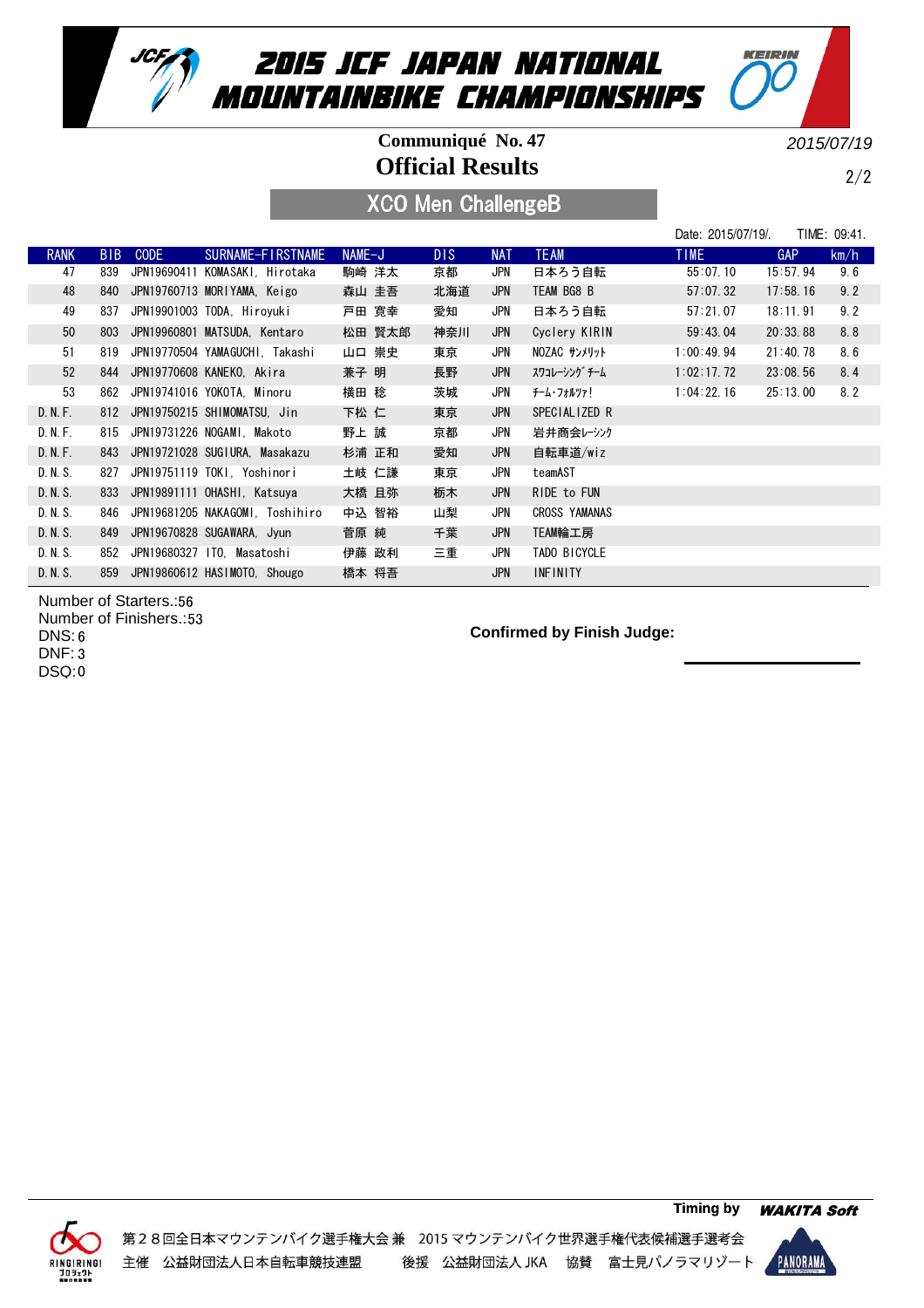# 2015 JCF JAPAN NATIONAL MOUNTAINBIKE CHAMPIONSHIPS

**Communiqué No. 47**

**Official Results**

2015/07/19

## XCO Men ChallengeB

Date: 2015/07/19/. TIME: 09:41.

| RANK | BIB | CODE | SURNAME-FIRSTNAME | NAME-J | DIS | NAT | TEAM | TIME | GAP | km/h |
|---|---|---|---|---|---|---|---|---|---|---|
| 47 | 839 | JPN19690411 | KOMASAKI, Hirotaka | 駒崎 洋太 | 京都 | JPN | 日本ろう自転 | 55:07.10 | 15:57.94 | 9.6 |
| 48 | 840 | JPN19760713 | MORIYAMA, Keigo | 森山 圭吾 | 北海道 | JPN | TEAM BG8 B | 57:07.32 | 17:58.16 | 9.2 |
| 49 | 837 | JPN19901003 | TODA, Hiroyuki | 戸田 寛幸 | 愛知 | JPN | 日本ろう自転 | 57:21.07 | 18:11.91 | 9.2 |
| 50 | 803 | JPN19960801 | MATSUDA, Kentaro | 松田 賢太郎 | 神奈川 | JPN | Cyclery KIRIN | 59:43.04 | 20:33.88 | 8.8 |
| 51 | 819 | JPN19770504 | YAMAGUCHI, Takashi | 山口 崇史 | 東京 | JPN | NOZAC ｻﾝﾒﾘｯﾄ | 1:00:49.94 | 21:40.78 | 8.6 |
| 52 | 844 | JPN19770608 | KANEKO, Akira | 兼子 明 | 長野 | JPN | ｽﾜｺﾚｰｼﾝｸﾞﾁｰﾑ | 1:02:17.72 | 23:08.56 | 8.4 |
| 53 | 862 | JPN19741016 | YOKOTA, Minoru | 横田 稔 | 茨城 | JPN | ﾁｰﾑ･ﾌｫﾙﾂｧ! | 1:04:22.16 | 25:13.00 | 8.2 |
| D.N.F. | 812 | JPN19750215 | SHIMOMATSU, Jin | 下松 仁 | 東京 | JPN | SPECIALIZED R | | | |
| D.N.F. | 815 | JPN19731226 | NOGAMI, Makoto | 野上 誠 | 京都 | JPN | 岩井商会ﾚｰｼﾝｸ | | | |
| D.N.F. | 843 | JPN19721028 | SUGIURA, Masakazu | 杉浦 正和 | 愛知 | JPN | 自転車道/wiz | | | |
| D.N.S. | 827 | JPN19751119 | TOKI, Yoshinori | 土岐 仁謙 | 東京 | JPN | teamAST | | | |
| D.N.S. | 833 | JPN19891111 | OHASHI, Katsuya | 大橋 且弥 | 栃木 | JPN | RIDE to FUN | | | |
| D.N.S. | 846 | JPN19681205 | NAKAGOMI, Toshihiro | 中込 智裕 | 山梨 | JPN | CROSS YAMANAS | | | |
| D.N.S. | 849 | JPN19670828 | SUGAWARA, Jyun | 菅原 純 | 千葉 | JPN | TEAM輪工房 | | | |
| D.N.S. | 852 | JPN19680327 | ITO, Masatoshi | 伊藤 政利 | 三重 | JPN | TADO BICYCLE | | | |
| D.N.S. | 859 | JPN19860612 | HASIMOTO, Shougo | 橋本 将吾 | | JPN | INFINITY | | | |

Number of Starters.:56
Number of Finishers.:53
DNS:6
DNF:3
DSQ:0

**Confirmed by Finish Judge:**

Timing by *WAKITA Soft*

第２８回全日本マウンテンバイク選手権大会 兼　2015 マウンテンバイク世界選手権代表候補選手選考会
主催　公益財団法人日本自転車競技連盟　　後援　公益財団法人 JKA　　協賛　富士見パノラマリゾート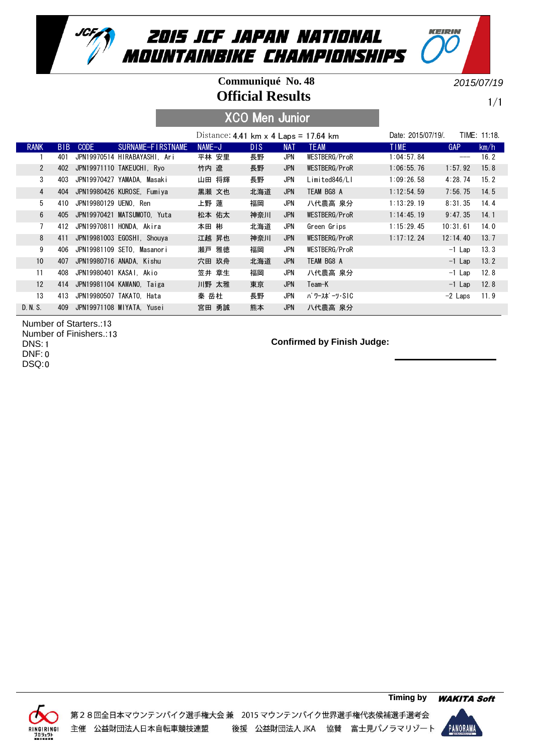# 2015 JCF JAPAN NATIONAL MOUNTAINBIKE CHAMPIONSHIPS

**Communiqué No. 48**

2015/07/19

## Official Results

### XCO Men Junior

Distance: 4.41 km x 4 Laps = 17.64 km

Date: 2015/07/19/. TIME: 11:18.

| RANK | BIB | CODE | SURNAME-FIRSTNAME | NAME-J | DIS | NAT | TEAM | TIME | GAP | km/h |
|---|---|---|---|---|---|---|---|---|---|---|
| 1 | 401 | JPN19970514 | HIRABAYASHI, Ari | 平林 安里 | 長野 | JPN | WESTBERG/ProR | 1:04:57.84 | --- | 16.2 |
| 2 | 402 | JPN19971110 | TAKEUCHI, Ryo | 竹内 遼 | 長野 | JPN | WESTBERG/ProR | 1:06:55.76 | 1:57.92 | 15.8 |
| 3 | 403 | JPN19970427 | YAMADA, Masaki | 山田 将輝 | 長野 | JPN | Limited846/LI | 1:09:26.58 | 4:28.74 | 15.2 |
| 4 | 404 | JPN19980426 | KUROSE, Fumiya | 黒瀬 文也 | 北海道 | JPN | TEAM BG8 A | 1:12:54.59 | 7:56.75 | 14.5 |
| 5 | 410 | JPN19980129 | UENO, Ren | 上野 蓮 | 福岡 | JPN | 八代農高 泉分 | 1:13:29.19 | 8:31.35 | 14.4 |
| 6 | 405 | JPN19970421 | MATSUMOTO, Yuta | 松本 佑太 | 神奈川 | JPN | WESTBERG/ProR | 1:14:45.19 | 9:47.35 | 14.1 |
| 7 | 412 | JPN19970811 | HONDA, Akira | 本田 彬 | 北海道 | JPN | Green Grips | 1:15:29.45 | 10:31.61 | 14.0 |
| 8 | 411 | JPN19981003 | EGOSHI, Shouya | 江越 昇也 | 神奈川 | JPN | WESTBERG/ProR | 1:17:12.24 | 12:14.40 | 13.7 |
| 9 | 406 | JPN19981109 | SETO, Masanori | 瀬戸 雅徳 | 福岡 | JPN | WESTBERG/ProR | | -1 Lap | 13.3 |
| 10 | 407 | JPN19980716 | ANADA, Kishu | 穴田 玖舟 | 北海道 | JPN | TEAM BG8 A | | -1 Lap | 13.2 |
| 11 | 408 | JPN19980401 | KASAI, Akio | 笠井 章生 | 福岡 | JPN | 八代農高 泉分 | | -1 Lap | 12.8 |
| 12 | 414 | JPN19981104 | KAWANO, Taiga | 川野 太雅 | 東京 | JPN | Team-K | | -1 Lap | 12.8 |
| 13 | 413 | JPN19980507 | TAKATO, Hata | 秦 岳杜 | 長野 | JPN | ﾊﾟﾜｰｽﾎﾟｰﾂ･SIC | | -2 Laps | 11.9 |
| D.N.S. | 409 | JPN19971108 | MIYATA, Yusei | 宮田 勇誠 | 熊本 | JPN | 八代農高 泉分 | | | |

Number of Starters.:13
Number of Finishers.:13
DNS:1
DNF:0
DSQ:0

**Confirmed by Finish Judge:**

**Timing by** ***WAKITA Soft***

第２８回全日本マウンテンバイク選手権大会 兼　2015 マウンテンバイク世界選手権代表候補選手選考会
主催　公益財団法人日本自転車競技連盟　　後援　公益財団法人 JKA　協賛　富士見パノラマリゾート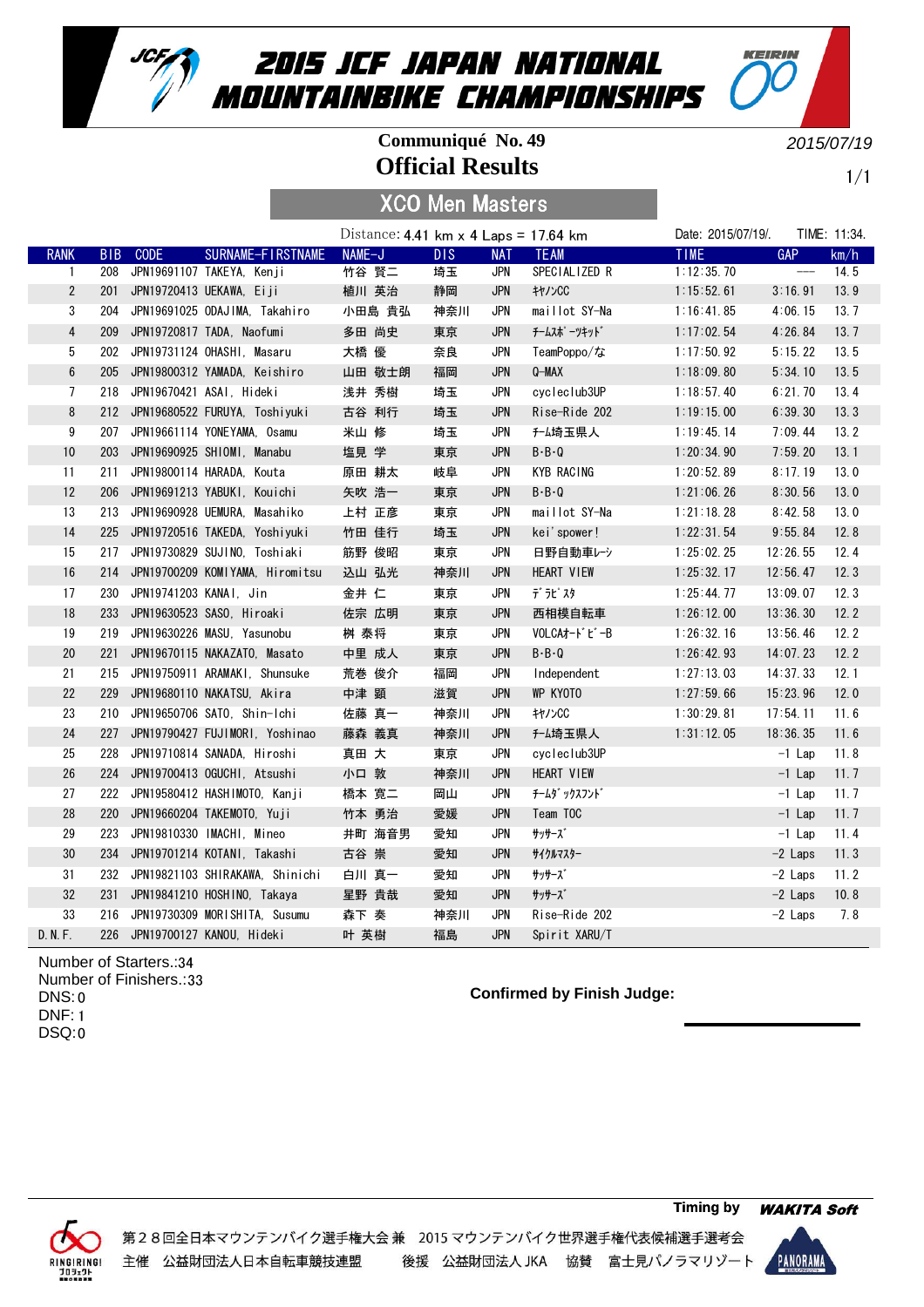# 2015 JCF JAPAN NATIONAL MOUNTAINBIKE CHAMPIONSHIPS

**Communiqué No. 49**

**Official Results**

2015/07/19

## XCO Men Masters

Distance: 4.41 km x 4 Laps = 17.64 km

Date: 2015/07/19/. TIME: 11:34.

| RANK | BIB | CODE | SURNAME-FIRSTNAME | NAME-J | DIS | NAT | TEAM | TIME | GAP | km/h |
|---|---|---|---|---|---|---|---|---|---|---|
| 1 | 208 | JPN19691107 | TAKEYA, Kenji | 竹谷 賢二 | 埼玉 | JPN | SPECIALIZED R | 1:12:35.70 | --- | 14.5 |
| 2 | 201 | JPN19720413 | UEKAWA, Eiji | 植川 英治 | 静岡 | JPN | ｷﾔﾉﾝCC | 1:15:52.61 | 3:16.91 | 13.9 |
| 3 | 204 | JPN19691025 | ODAJIMA, Takahiro | 小田島 貴弘 | 神奈川 | JPN | maillot SY-Na | 1:16:41.85 | 4:06.15 | 13.7 |
| 4 | 209 | JPN19720817 | TADA, Naofumi | 多田 尚史 | 東京 | JPN | ﾁｰﾑｽﾎﾟｰﾂｷｯﾄﾞ | 1:17:02.54 | 4:26.84 | 13.7 |
| 5 | 202 | JPN19731124 | OHASHI, Masaru | 大橋 優 | 奈良 | JPN | TeamPoppo/な | 1:17:50.92 | 5:15.22 | 13.5 |
| 6 | 205 | JPN19800312 | YAMADA, Keishiro | 山田 敬士朗 | 福岡 | JPN | Q-MAX | 1:18:09.80 | 5:34.10 | 13.5 |
| 7 | 218 | JPN19670421 | ASAI, Hideki | 浅井 秀樹 | 埼玉 | JPN | cycleclub3UP | 1:18:57.40 | 6:21.70 | 13.4 |
| 8 | 212 | JPN19680522 | FURUYA, Toshiyuki | 古谷 利行 | 埼玉 | JPN | Rise-Ride 202 | 1:19:15.00 | 6:39.30 | 13.3 |
| 9 | 207 | JPN19661114 | YONEYAMA, Osamu | 米山 修 | 埼玉 | JPN | ﾁｰﾑ埼玉県人 | 1:19:45.14 | 7:09.44 | 13.2 |
| 10 | 203 | JPN19690925 | SHIOMI, Manabu | 塩見 学 | 東京 | JPN | B・B・Q | 1:20:34.90 | 7:59.20 | 13.1 |
| 11 | 211 | JPN19800114 | HARADA, Kouta | 原田 耕太 | 岐阜 | JPN | KYB RACING | 1:20:52.89 | 8:17.19 | 13.0 |
| 12 | 206 | JPN19691213 | YABUKI, Kouichi | 矢吹 浩一 | 東京 | JPN | B・B・Q | 1:21:06.26 | 8:30.56 | 13.0 |
| 13 | 213 | JPN19690928 | UEMURA, Masahiko | 上村 正彦 | 東京 | JPN | maillot SY-Na | 1:21:18.28 | 8:42.58 | 13.0 |
| 14 | 225 | JPN19720516 | TAKEDA, Yoshiyuki | 竹田 佳行 | 埼玉 | JPN | kei'spower! | 1:22:31.54 | 9:55.84 | 12.8 |
| 15 | 217 | JPN19730829 | SUJINO, Toshiaki | 筋野 俊昭 | 東京 | JPN | 日野自動車ﾚｰｼ | 1:25:02.25 | 12:26.55 | 12.4 |
| 16 | 214 | JPN19700209 | KOMIYAMA, Hiromitsu | 込山 弘光 | 神奈川 | JPN | HEART VIEW | 1:25:32.17 | 12:56.47 | 12.3 |
| 17 | 230 | JPN19741203 | KANAI, Jin | 金井 仁 | 東京 | JPN | ﾃﾞﾗﾋﾞｽﾀ | 1:25:44.77 | 13:09.07 | 12.3 |
| 18 | 233 | JPN19630523 | SASO, Hiroaki | 佐宗 広明 | 東京 | JPN | 西相模自転車 | 1:26:12.00 | 13:36.30 | 12.2 |
| 19 | 219 | JPN19630226 | MASU, Yasunobu | 桝 泰将 | 東京 | JPN | VOLCAｵｰﾄﾞﾋﾞｰB | 1:26:32.16 | 13:56.46 | 12.2 |
| 20 | 221 | JPN19670115 | NAKAZATO, Masato | 中里 成人 | 東京 | JPN | B・B・Q | 1:26:42.93 | 14:07.23 | 12.2 |
| 21 | 215 | JPN19750911 | ARAMAKI, Shunsuke | 荒巻 俊介 | 福岡 | JPN | Independent | 1:27:13.03 | 14:37.33 | 12.1 |
| 22 | 229 | JPN19680110 | NAKATSU, Akira | 中津 顕 | 滋賀 | JPN | WP KYOTO | 1:27:59.66 | 15:23.96 | 12.0 |
| 23 | 210 | JPN19650706 | SATO, Shin-Ichi | 佐藤 真一 | 神奈川 | JPN | ｷﾔﾉﾝCC | 1:30:29.81 | 17:54.11 | 11.6 |
| 24 | 227 | JPN19790427 | FUJIMORI, Yoshinao | 藤森 義真 | 神奈川 | JPN | ﾁｰﾑ埼玉県人 | 1:31:12.05 | 18:36.35 | 11.6 |
| 25 | 228 | JPN19710814 | SANADA, Hiroshi | 真田 大 | 東京 | JPN | cycleclub3UP | | -1 Lap | 11.8 |
| 26 | 224 | JPN19700413 | OGUCHI, Atsushi | 小口 敦 | 神奈川 | JPN | HEART VIEW | | -1 Lap | 11.7 |
| 27 | 222 | JPN19580412 | HASHIMOTO, Kanji | 橋本 寛二 | 岡山 | JPN | ﾁｰﾑﾀﾞｯｸｽﾌﾝﾄﾞ | | -1 Lap | 11.7 |
| 28 | 220 | JPN19660204 | TAKEMOTO, Yuji | 竹本 勇治 | 愛媛 | JPN | Team TOC | | -1 Lap | 11.7 |
| 29 | 223 | JPN19810330 | IMACHI, Mineo | 井町 海音男 | 愛知 | JPN | ｻｯｻｰｽﾞ | | -1 Lap | 11.4 |
| 30 | 234 | JPN19701214 | KOTANI, Takashi | 古谷 崇 | 愛知 | JPN | ｻｲｸﾙﾏｽﾀｰ | | -2 Laps | 11.3 |
| 31 | 232 | JPN19821103 | SHIRAKAWA, Shinichi | 白川 真一 | 愛知 | JPN | ｻｯｻｰｽﾞ | | -2 Laps | 11.2 |
| 32 | 231 | JPN19841210 | HOSHINO, Takaya | 星野 貴哉 | 愛知 | JPN | ｻｯｻｰｽﾞ | | -2 Laps | 10.8 |
| 33 | 216 | JPN19730309 | MORISHITA, Susumu | 森下 奏 | 神奈川 | JPN | Rise-Ride 202 | | -2 Laps | 7.8 |
| D.N.F. | 226 | JPN19700127 | KANOU, Hideki | 叶 英樹 | 福島 | JPN | Spirit XARU/T | | | |

Number of Starters.:34
Number of Finishers.:33
DNS:0
DNF:1
DSQ:0

**Confirmed by Finish Judge:**

Timing by WAKITA Soft

第２８回全日本マウンテンバイク選手権大会 兼 2015 マウンテンバイク世界選手権代表候補選手選考会
主催 公益財団法人日本自転車競技連盟 後援 公益財団法人 JKA 協賛 富士見パノラマリゾート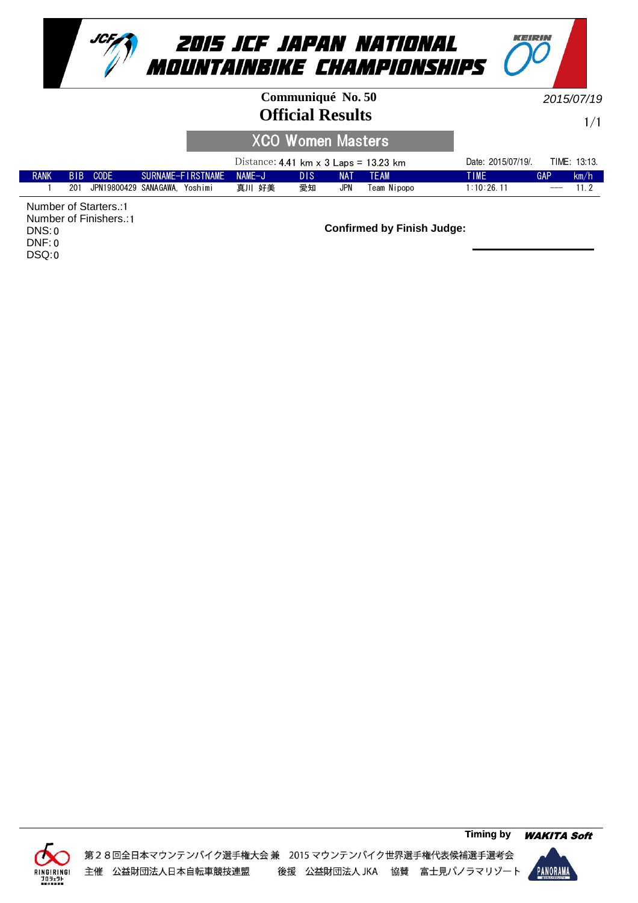# 2015 JCF JAPAN NATIONAL MOUNTAINBIKE CHAMPIONSHIPS

**Communiqué No. 50**

2015/07/19

## Official Results

### XCO Women Masters

Distance: 4.41 km x 3 Laps = 13.23 km — Date: 2015/07/19/. TIME: 13:13.

| RANK | BIB | CODE | SURNAME-FIRSTNAME | NAME-J | DIS | NAT | TEAM | TIME | GAP | km/h |
|---|---|---|---|---|---|---|---|---|---|---|
| 1 | 201 | JPN19800429 | SANAGAWA, Yoshimi | 真川 好美 | 愛知 | JPN | Team Nipopo | 1:10:26.11 | --- | 11.2 |

Number of Starters.:1
Number of Finishers.:1
DNS:0
DNF:0
DSQ:0

**Confirmed by Finish Judge:**

**Timing by** ***WAKITA Soft***

第２８回全日本マウンテンバイク選手権大会 兼　2015 マウンテンバイク世界選手権代表候補選手選考会
主催　公益財団法人日本自転車競技連盟　　後援　公益財団法人 JKA　協賛　富士見パノラマリゾート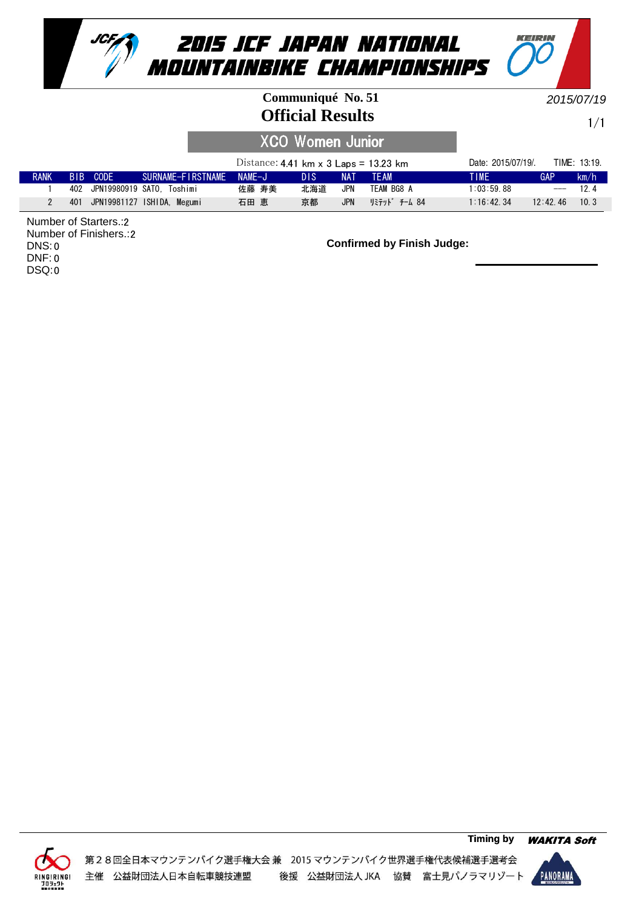# 2015 JCF JAPAN NATIONAL MOUNTAINBIKE CHAMPIONSHIPS

**Communiqué No. 51**

2015/07/19

## Official Results

### XCO Women Junior

Distance: 4.41 km x 3 Laps = 13.23 km

Date: 2015/07/19/. TIME: 13:19.

| RANK | BIB | CODE | SURNAME-FIRSTNAME | NAME-J | DIS | NAT | TEAM | TIME | GAP | km/h |
|---|---|---|---|---|---|---|---|---|---|---|
| 1 | 402 | JPN19980919 | SATO, Toshimi | 佐藤 寿美 | 北海道 | JPN | TEAM BG8 A | 1:03:59.88 | --- | 12.4 |
| 2 | 401 | JPN19981127 | ISHIDA, Megumi | 石田 恵 | 京都 | JPN | ﾘﾐﾃｯﾄﾞ ﾁｰﾑ 84 | 1:16:42.34 | 12:42.46 | 10.3 |

Number of Starters.:2
Number of Finishers.:2
DNS:0
DNF:0
DSQ:0

**Confirmed by Finish Judge:**

Timing by ***WAKITA Soft***

第２８回全日本マウンテンバイク選手権大会 兼　2015 マウンテンバイク世界選手権代表候補選手選考会
主催　公益財団法人日本自転車競技連盟　　後援　公益財団法人 JKA　協賛　富士見パノラマリゾート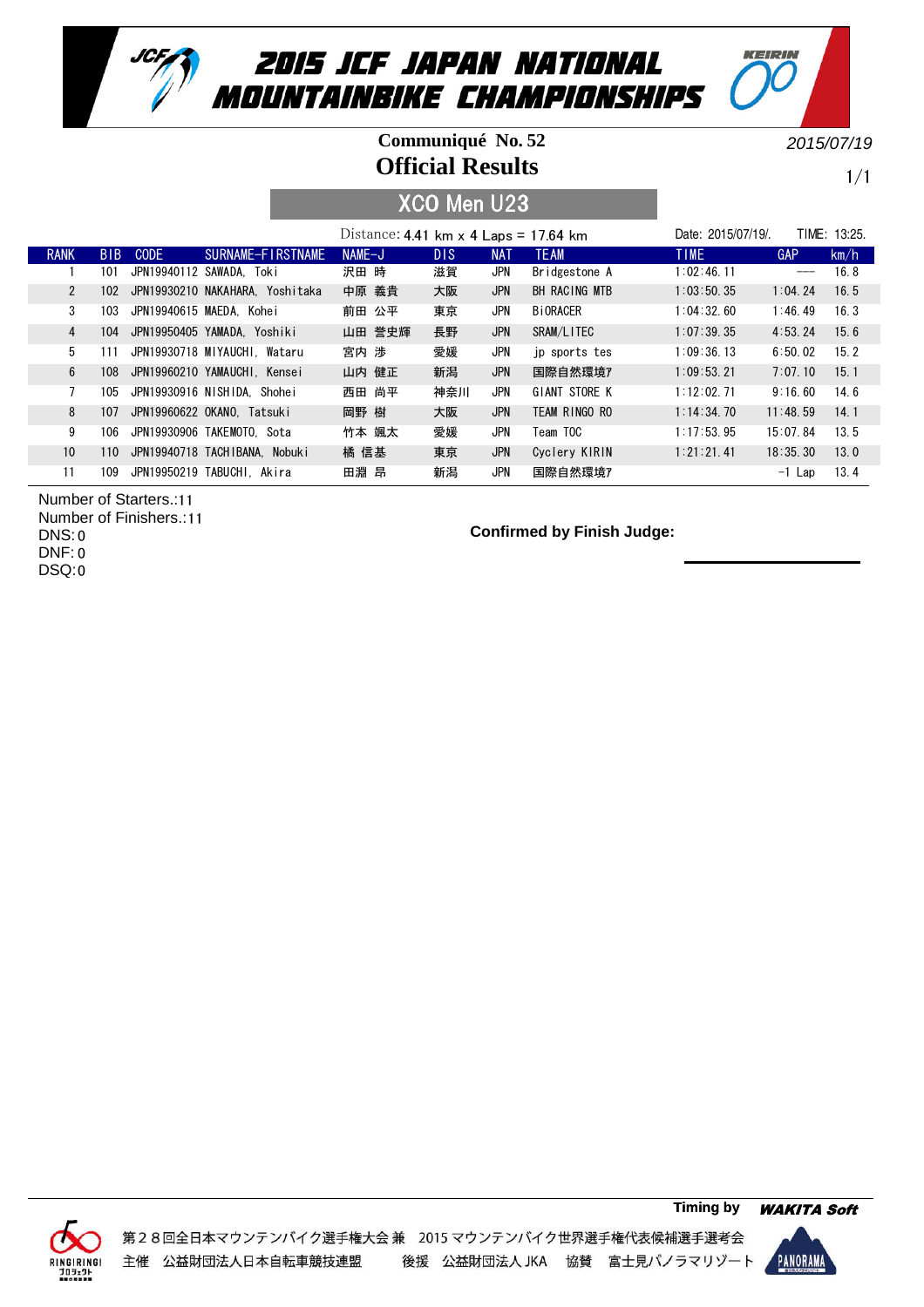# 2015 JCF JAPAN NATIONAL MOUNTAINBIKE CHAMPIONSHIPS

**Communiqué No. 52**

2015/07/19

## Official Results

### XCO Men U23

Distance: 4.41 km x 4 Laps = 17.64 km

Date: 2015/07/19/. TIME: 13:25.

| RANK | BIB | CODE | SURNAME-FIRSTNAME | NAME-J | DIS | NAT | TEAM | TIME | GAP | km/h |
|---|---|---|---|---|---|---|---|---|---|---|
| 1 | 101 | JPN19940112 | SAWADA, Toki | 沢田 時 | 滋賀 | JPN | Bridgestone A | 1:02:46.11 | --- | 16.8 |
| 2 | 102 | JPN19930210 | NAKAHARA, Yoshitaka | 中原 義貴 | 大阪 | JPN | BH RACING MTB | 1:03:50.35 | 1:04.24 | 16.5 |
| 3 | 103 | JPN19940615 | MAEDA, Kohei | 前田 公平 | 東京 | JPN | BiORACER | 1:04:32.60 | 1:46.49 | 16.3 |
| 4 | 104 | JPN19950405 | YAMADA, Yoshiki | 山田 誉史輝 | 長野 | JPN | SRAM/LITEC | 1:07:39.35 | 4:53.24 | 15.6 |
| 5 | 111 | JPN19930718 | MIYAUCHI, Wataru | 宮内 渉 | 愛媛 | JPN | jp sports tes | 1:09:36.13 | 6:50.02 | 15.2 |
| 6 | 108 | JPN19960210 | YAMAUCHI, Kensei | 山内 健正 | 新潟 | JPN | 国際自然環境ｱ | 1:09:53.21 | 7:07.10 | 15.1 |
| 7 | 105 | JPN19930916 | NISHIDA, Shohei | 西田 尚平 | 神奈川 | JPN | GIANT STORE K | 1:12:02.71 | 9:16.60 | 14.6 |
| 8 | 107 | JPN19960622 | OKANO, Tatsuki | 岡野 樹 | 大阪 | JPN | TEAM RINGO RO | 1:14:34.70 | 11:48.59 | 14.1 |
| 9 | 106 | JPN19930906 | TAKEMOTO, Sota | 竹本 颯太 | 愛媛 | JPN | Team TOC | 1:17:53.95 | 15:07.84 | 13.5 |
| 10 | 110 | JPN19940718 | TACHIBANA, Nobuki | 橘 信基 | 東京 | JPN | Cyclery KIRIN | 1:21:21.41 | 18:35.30 | 13.0 |
| 11 | 109 | JPN19950219 | TABUCHI, Akira | 田淵 昴 | 新潟 | JPN | 国際自然環境ｱ | | -1 Lap | 13.4 |

Number of Starters.:11
Number of Finishers.:11
DNS:0
DNF:0
DSQ:0

**Confirmed by Finish Judge:**

Timing by WAKITA Soft

第２８回全日本マウンテンバイク選手権大会 兼　2015 マウンテンバイク世界選手権代表候補選手選考会
主催　公益財団法人日本自転車競技連盟　　後援　公益財団法人 JKA　協賛　富士見パノラマリゾート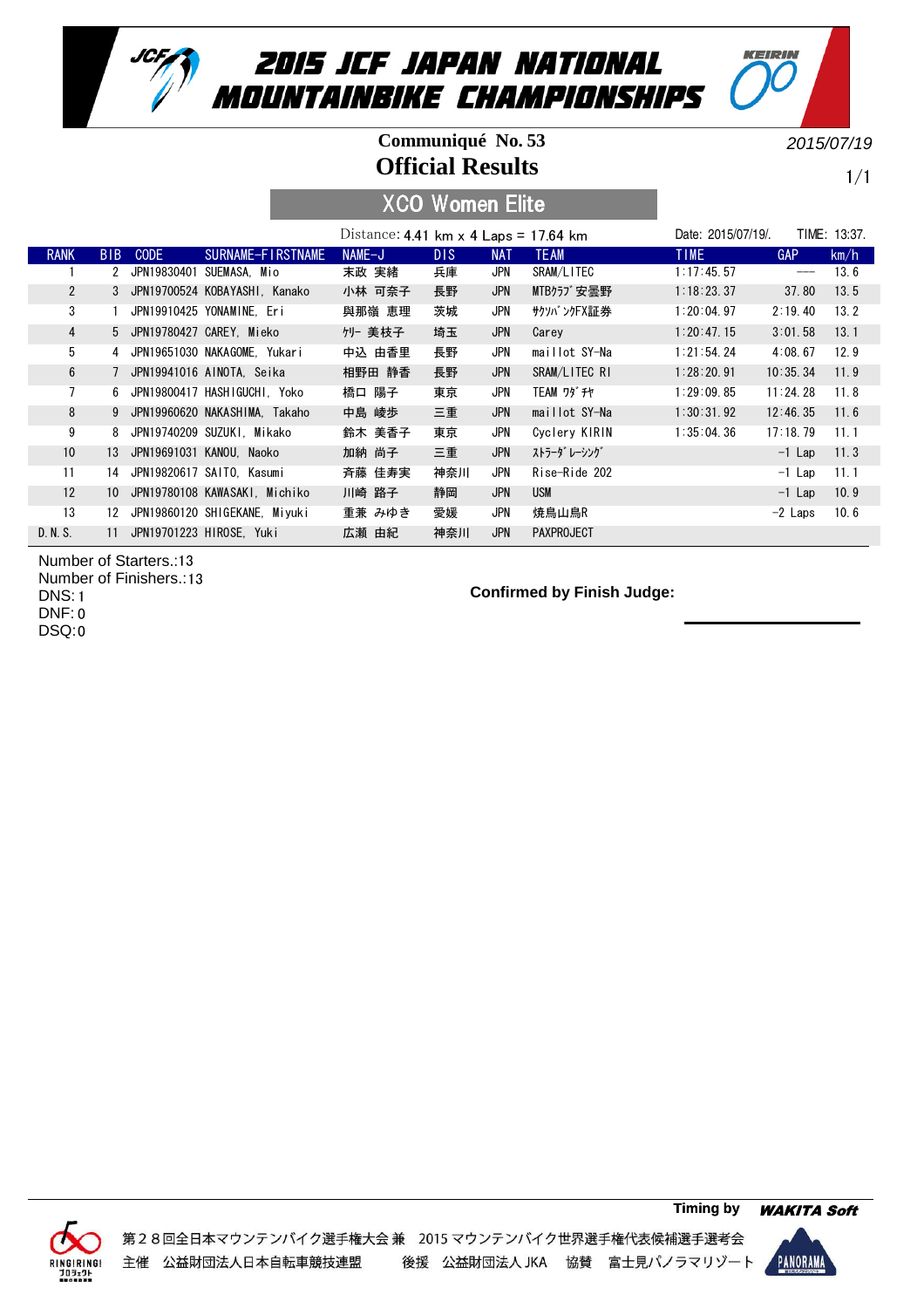# 2015 JCF JAPAN NATIONAL MOUNTAINBIKE CHAMPIONSHIPS

**Communiqué No. 53**

2015/07/19

## Official Results

### XCO Women Elite

Distance: 4.41 km x 4 Laps = 17.64 km

Date: 2015/07/19/. TIME: 13:37.

| RANK | BIB | CODE | SURNAME-FIRSTNAME | NAME-J | DIS | NAT | TEAM | TIME | GAP | km/h |
|---|---|---|---|---|---|---|---|---|---|---|
| 1 | 2 | JPN19830401 | SUEMASA, Mio | 末政 実緒 | 兵庫 | JPN | SRAM/LITEC | 1:17:45.57 | --- | 13.6 |
| 2 | 3 | JPN19700524 | KOBAYASHI, Kanako | 小林 可奈子 | 長野 | JPN | MTBｸﾗﾌﾞ安曇野 | 1:18:23.37 | 37.80 | 13.5 |
| 3 | 1 | JPN19910425 | YONAMINE, Eri | 與那嶺 恵理 | 茨城 | JPN | ｻｸｿﾊﾞﾝｸFX証券 | 1:20:04.97 | 2:19.40 | 13.2 |
| 4 | 5 | JPN19780427 | CAREY, Mieko | ｹﾘｰ 美枝子 | 埼玉 | JPN | Carey | 1:20:47.15 | 3:01.58 | 13.1 |
| 5 | 4 | JPN19651030 | NAKAGOME, Yukari | 中込 由香里 | 長野 | JPN | maillot SY-Na | 1:21:54.24 | 4:08.67 | 12.9 |
| 6 | 7 | JPN19941016 | AINOTA, Seika | 相野田 静香 | 長野 | JPN | SRAM/LITEC RI | 1:28:20.91 | 10:35.34 | 11.9 |
| 7 | 6 | JPN19800417 | HASHIGUCHI, Yoko | 橋口 陽子 | 東京 | JPN | TEAM ﾜﾀﾞﾁｬ | 1:29:09.85 | 11:24.28 | 11.8 |
| 8 | 9 | JPN19960620 | NAKASHIMA, Takaho | 中島 崚歩 | 三重 | JPN | maillot SY-Na | 1:30:31.92 | 12:46.35 | 11.6 |
| 9 | 8 | JPN19740209 | SUZUKI, Mikako | 鈴木 美香子 | 東京 | JPN | Cyclery KIRIN | 1:35:04.36 | 17:18.79 | 11.1 |
| 10 | 13 | JPN19691031 | KANOU, Naoko | 加納 尚子 | 三重 | JPN | ｽﾄﾗｰﾀﾞﾚｰｼﾝｸﾞ | | -1 Lap | 11.3 |
| 11 | 14 | JPN19820617 | SAITO, Kasumi | 斉藤 佳寿実 | 神奈川 | JPN | Rise-Ride 202 | | -1 Lap | 11.1 |
| 12 | 10 | JPN19780108 | KAWASAKI, Michiko | 川崎 路子 | 静岡 | JPN | USM | | -1 Lap | 10.9 |
| 13 | 12 | JPN19860120 | SHIGEKANE, Miyuki | 重兼 みゆき | 愛媛 | JPN | 焼鳥山鳥R | | -2 Laps | 10.6 |
| D.N.S. | 11 | JPN19701223 | HIROSE, Yuki | 広瀬 由紀 | 神奈川 | JPN | PAXPROJECT | | | |

Number of Starters.:13
Number of Finishers.:13
DNS: 1
DNF: 0
DSQ: 0

**Confirmed by Finish Judge:**

Timing by WAKITA Soft

第２８回全日本マウンテンバイク選手権大会 兼 2015 マウンテンバイク世界選手権代表候補選手選考会
主催 公益財団法人日本自転車競技連盟 後援 公益財団法人 JKA 協賛 富士見パノラマリゾート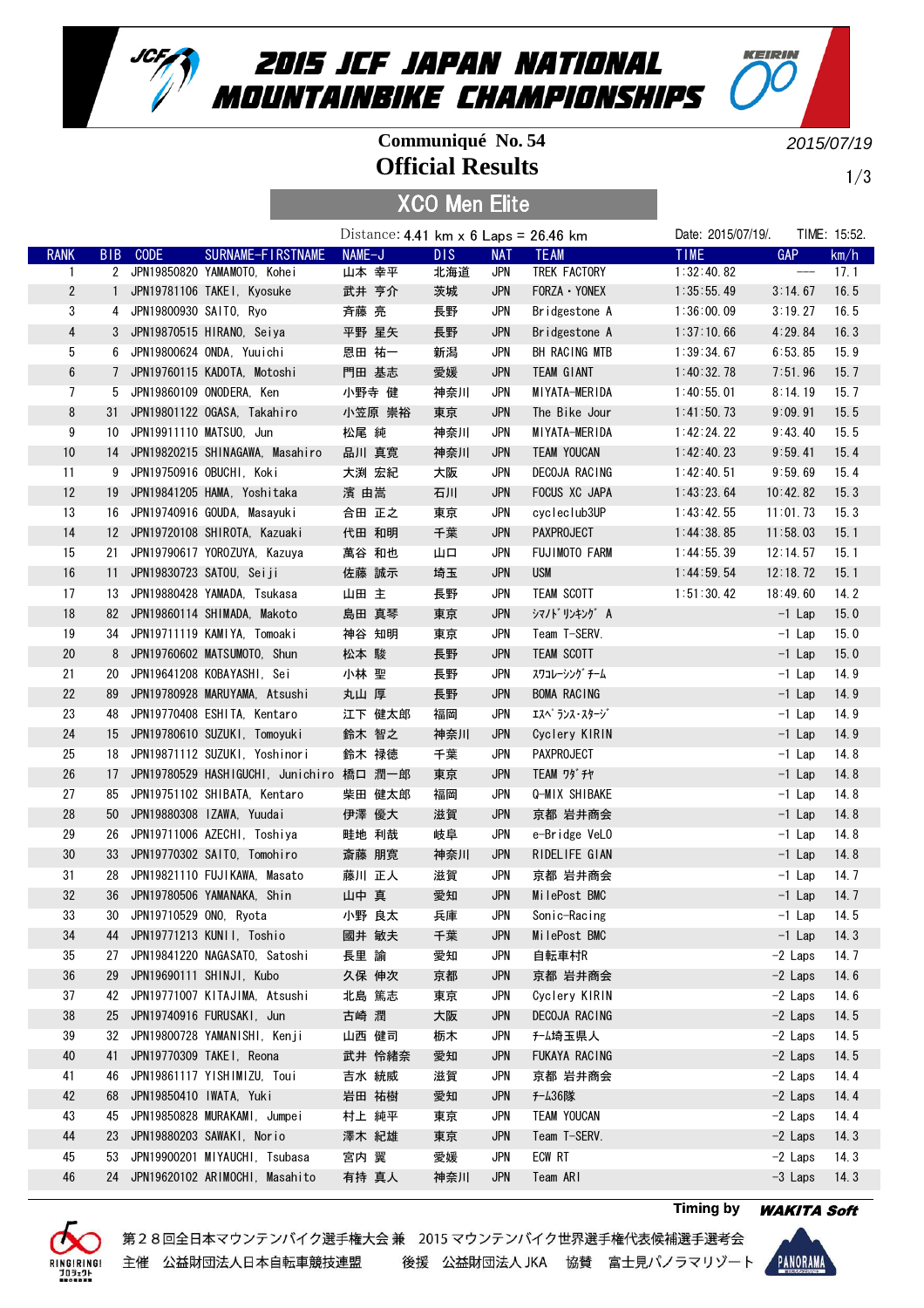# 2015 JCF JAPAN NATIONAL MOUNTAINBIKE CHAMPIONSHIPS

**Communiqué No. 54**

2015/07/19

## Official Results

### XCO Men Elite

Distance: 4.41 km x 6 Laps = 26.46 km

Date: 2015/07/19/. TIME: 15:52.

| RANK | BIB | CODE | SURNAME-FIRSTNAME | NAME-J | DIS | NAT | TEAM | TIME | GAP | km/h |
|---|---|---|---|---|---|---|---|---|---|---|
| 1 | 2 | JPN19850820 | YAMAMOTO, Kohei | 山本 幸平 | 北海道 | JPN | TREK FACTORY | 1:32:40.82 | --- | 17.1 |
| 2 | 1 | JPN19781106 | TAKEI, Kyosuke | 武井 亨介 | 茨城 | JPN | FORZA・YONEX | 1:35:55.49 | 3:14.67 | 16.5 |
| 3 | 4 | JPN19800930 | SAITO, Ryo | 斉藤 亮 | 長野 | JPN | Bridgestone A | 1:36:00.09 | 3:19.27 | 16.5 |
| 4 | 3 | JPN19870515 | HIRANO, Seiya | 平野 星矢 | 長野 | JPN | Bridgestone A | 1:37:10.66 | 4:29.84 | 16.3 |
| 5 | 6 | JPN19800624 | ONDA, Yuuichi | 恩田 祐一 | 新潟 | JPN | BH RACING MTB | 1:39:34.67 | 6:53.85 | 15.9 |
| 6 | 7 | JPN19760115 | KADOTA, Motoshi | 門田 基志 | 愛媛 | JPN | TEAM GIANT | 1:40:32.78 | 7:51.96 | 15.7 |
| 7 | 5 | JPN19860109 | ONODERA, Ken | 小野寺 健 | 神奈川 | JPN | MIYATA-MERIDA | 1:40:55.01 | 8:14.19 | 15.7 |
| 8 | 31 | JPN19801122 | OGASA, Takahiro | 小笠原 崇裕 | 東京 | JPN | The Bike Jour | 1:41:50.73 | 9:09.91 | 15.5 |
| 9 | 10 | JPN19911110 | MATSUO, Jun | 松尾 純 | 神奈川 | JPN | MIYATA-MERIDA | 1:42:24.22 | 9:43.40 | 15.5 |
| 10 | 14 | JPN19820215 | SHINAGAWA, Masahiro | 品川 真寛 | 神奈川 | JPN | TEAM YOUCAN | 1:42:40.23 | 9:59.41 | 15.4 |
| 11 | 9 | JPN19750916 | OBUCHI, Koki | 大渕 宏紀 | 大阪 | JPN | DECOJA RACING | 1:42:40.51 | 9:59.69 | 15.4 |
| 12 | 19 | JPN19841205 | HAMA, Yoshitaka | 濱 由嵩 | 石川 | JPN | FOCUS XC JAPA | 1:43:23.64 | 10:42.82 | 15.3 |
| 13 | 16 | JPN19740916 | GOUDA, Masayuki | 合田 正之 | 東京 | JPN | cycleclub3UP | 1:43:42.55 | 11:01.73 | 15.3 |
| 14 | 12 | JPN19720108 | SHIROTA, Kazuaki | 代田 和明 | 千葉 | JPN | PAXPROJECT | 1:44:38.85 | 11:58.03 | 15.1 |
| 15 | 21 | JPN19790617 | YOROZUYA, Kazuya | 萬谷 和也 | 山口 | JPN | FUJIMOTO FARM | 1:44:55.39 | 12:14.57 | 15.1 |
| 16 | 11 | JPN19830723 | SATOU, Seiji | 佐藤 誠示 | 埼玉 | JPN | USM | 1:44:59.54 | 12:18.72 | 15.1 |
| 17 | 13 | JPN19880428 | YAMADA, Tsukasa | 山田 主 | 長野 | JPN | TEAM SCOTT | 1:51:30.42 | 18:49.60 | 14.2 |
| 18 | 82 | JPN19860114 | SHIMADA, Makoto | 島田 真琴 | 東京 | JPN | ｼﾏﾉﾄﾞﾘﾝｷﾝｸﾞ A | | -1 Lap | 15.0 |
| 19 | 34 | JPN19711119 | KAMIYA, Tomoaki | 神谷 知明 | 東京 | JPN | Team T-SERV. | | -1 Lap | 15.0 |
| 20 | 8 | JPN19760602 | MATSUMOTO, Shun | 松本 駿 | 長野 | JPN | TEAM SCOTT | | -1 Lap | 15.0 |
| 21 | 20 | JPN19641208 | KOBAYASHI, Sei | 小林 聖 | 長野 | JPN | ｽﾜｺﾚｰｼﾝｸﾞﾁｰﾑ | | -1 Lap | 14.9 |
| 22 | 89 | JPN19780928 | MARUYAMA, Atsushi | 丸山 厚 | 長野 | JPN | BOMA RACING | | -1 Lap | 14.9 |
| 23 | 48 | JPN19770408 | ESHITA, Kentaro | 江下 健太郎 | 福岡 | JPN | ｴｽﾍﾟﾗﾝｽ･ｽﾀｰｼﾞ | | -1 Lap | 14.9 |
| 24 | 15 | JPN19780610 | SUZUKI, Tomoyuki | 鈴木 智之 | 神奈川 | JPN | Cyclery KIRIN | | -1 Lap | 14.9 |
| 25 | 18 | JPN19871112 | SUZUKI, Yoshinori | 鈴木 禄徳 | 千葉 | JPN | PAXPROJECT | | -1 Lap | 14.8 |
| 26 | 17 | JPN19780529 | HASHIGUCHI, Junichiro | 橋口 潤一郎 | 東京 | JPN | TEAM ﾜﾀﾞﾁｬ | | -1 Lap | 14.8 |
| 27 | 85 | JPN19751102 | SHIBATA, Kentaro | 柴田 健太郎 | 福岡 | JPN | Q-MIX SHIBAKE | | -1 Lap | 14.8 |
| 28 | 50 | JPN19880308 | IZAWA, Yuudai | 伊澤 優大 | 滋賀 | JPN | 京都 岩井商会 | | -1 Lap | 14.8 |
| 29 | 26 | JPN19711006 | AZECHI, Toshiya | 畦地 利哉 | 岐阜 | JPN | e-Bridge VeLO | | -1 Lap | 14.8 |
| 30 | 33 | JPN19770302 | SAITO, Tomohiro | 斎藤 朋寛 | 神奈川 | JPN | RIDELIFE GIAN | | -1 Lap | 14.8 |
| 31 | 28 | JPN19821110 | FUJIKAWA, Masato | 藤川 正人 | 滋賀 | JPN | 京都 岩井商会 | | -1 Lap | 14.7 |
| 32 | 36 | JPN19780506 | YAMANAKA, Shin | 山中 真 | 愛知 | JPN | MilePost BMC | | -1 Lap | 14.7 |
| 33 | 30 | JPN19710529 | ONO, Ryota | 小野 良太 | 兵庫 | JPN | Sonic-Racing | | -1 Lap | 14.5 |
| 34 | 44 | JPN19771213 | KUNII, Toshio | 國井 敏夫 | 千葉 | JPN | MilePost BMC | | -1 Lap | 14.3 |
| 35 | 27 | JPN19841220 | NAGASATO, Satoshi | 長里 諭 | 愛知 | JPN | 自転車村R | | -2 Laps | 14.7 |
| 36 | 29 | JPN19690111 | SHINJI, Kubo | 久保 伸次 | 京都 | JPN | 京都 岩井商会 | | -2 Laps | 14.6 |
| 37 | 42 | JPN19771007 | KITAJIMA, Atsushi | 北島 篤志 | 東京 | JPN | Cyclery KIRIN | | -2 Laps | 14.6 |
| 38 | 25 | JPN19740916 | FURUSAKI, Jun | 古崎 潤 | 大阪 | JPN | DECOJA RACING | | -2 Laps | 14.5 |
| 39 | 32 | JPN19800728 | YAMANISHI, Kenji | 山西 健司 | 栃木 | JPN | ﾁｰﾑ埼玉県人 | | -2 Laps | 14.5 |
| 40 | 41 | JPN19770309 | TAKEI, Reona | 武井 伶緒奈 | 愛知 | JPN | FUKAYA RACING | | -2 Laps | 14.5 |
| 41 | 46 | JPN19861117 | YISHIMIZU, Toui | 吉水 統威 | 滋賀 | JPN | 京都 岩井商会 | | -2 Laps | 14.4 |
| 42 | 68 | JPN19850410 | IWATA, Yuki | 岩田 祐樹 | 愛知 | JPN | ﾁｰﾑ36隊 | | -2 Laps | 14.4 |
| 43 | 45 | JPN19850828 | MURAKAMI, Jumpei | 村上 純平 | 東京 | JPN | TEAM YOUCAN | | -2 Laps | 14.4 |
| 44 | 23 | JPN19880203 | SAWAKI, Norio | 澤木 紀雄 | 東京 | JPN | Team T-SERV. | | -2 Laps | 14.3 |
| 45 | 53 | JPN19900201 | MIYAUCHI, Tsubasa | 宮内 翼 | 愛媛 | JPN | ECW RT | | -2 Laps | 14.3 |
| 46 | 24 | JPN19620102 | ARIMOCHI, Masahito | 有持 真人 | 神奈川 | JPN | Team ARI | | -3 Laps | 14.3 |

Timing by WAKITA Soft

第２８回全日本マウンテンバイク選手権大会 兼　2015 マウンテンバイク世界選手権代表候補選手選考会

主催　公益財団法人日本自転車競技連盟　　後援　公益財団法人 JKA　　協賛　富士見パノラマリゾート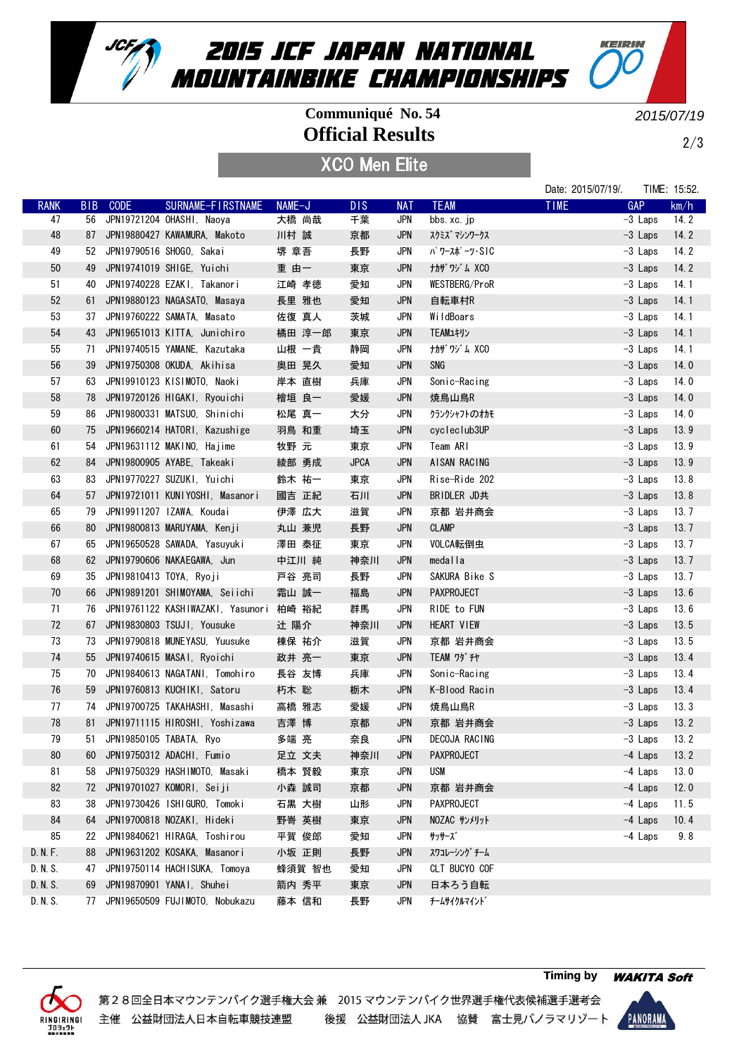# 2015 JCF JAPAN NATIONAL MOUNTAINBIKE CHAMPIONSHIPS

Communiqué No. 54

**Official Results**

2015/07/19

## XCO Men Elite

Date: 2015/07/19/. TIME: 15:52.

| RANK | BIB | CODE | SURNAME-FIRSTNAME | NAME-J | DIS | NAT | TEAM | TIME | GAP | km/h |
|---|---|---|---|---|---|---|---|---|---|---|
| 47 | 56 | JPN19721204 | OHASHI, Naoya | 大橋 尚哉 | 千葉 | JPN | bbs.xc.jp | | -3 Laps | 14.2 |
| 48 | 87 | JPN19880427 | KAWAMURA, Makoto | 川村 誠 | 京都 | JPN | ｽｸﾐｽﾞ ﾏｼﾝﾜｰｸｽ | | -3 Laps | 14.2 |
| 49 | 52 | JPN19790516 | SHOGO, Sakai | 堺 章吾 | 長野 | JPN | ﾊﾟﾜｰｽﾎﾟｰﾂ･SIC | | -3 Laps | 14.2 |
| 50 | 49 | JPN19741019 | SHIGE, Yuichi | 重 由一 | 東京 | JPN | ﾅｶｻﾞﾜｼﾞﾑ XCO | | -3 Laps | 14.2 |
| 51 | 40 | JPN19740228 | EZAKI, Takanori | 江崎 孝徳 | 愛知 | JPN | WESTBERG/ProR | | -3 Laps | 14.1 |
| 52 | 61 | JPN19880123 | NAGASATO, Masaya | 長里 雅也 | 愛知 | JPN | 自転車村R | | -3 Laps | 14.1 |
| 53 | 37 | JPN19760222 | SAMATA, Masato | 佐復 真人 | 茨城 | JPN | WildBoars | | -3 Laps | 14.1 |
| 54 | 43 | JPN19651013 | KITTA, Junichiro | 橘田 淳一郎 | 東京 | JPN | TEAMﾕｷﾘﾝ | | -3 Laps | 14.1 |
| 55 | 71 | JPN19740515 | YAMANE, Kazutaka | 山根 一貴 | 静岡 | JPN | ﾅｶｻﾞﾜｼﾞﾑ XCO | | -3 Laps | 14.1 |
| 56 | 39 | JPN19750308 | OKUDA, Akihisa | 奥田 晃久 | 愛知 | JPN | SNG | | -3 Laps | 14.0 |
| 57 | 63 | JPN19910123 | KISIMOTO, Naoki | 岸本 直樹 | 兵庫 | JPN | Sonic-Racing | | -3 Laps | 14.0 |
| 58 | 78 | JPN19720126 | HIGAKI, Ryouichi | 檜垣 良一 | 愛媛 | JPN | 焼鳥山鳥R | | -3 Laps | 14.0 |
| 59 | 86 | JPN19800331 | MATSUO, Shinichi | 松尾 真一 | 大分 | JPN | ｸﾗﾝｸｼｬﾌﾄのｵｶﾓ | | -3 Laps | 14.0 |
| 60 | 75 | JPN19660214 | HATORI, Kazushige | 羽鳥 和重 | 埼玉 | JPN | cycleclub3UP | | -3 Laps | 13.9 |
| 61 | 54 | JPN19631112 | MAKINO, Hajime | 牧野 元 | 東京 | JPN | Team ARI | | -3 Laps | 13.9 |
| 62 | 84 | JPN19800905 | AYABE, Takeaki | 綾部 勇成 | JPCA | JPN | AISAN RACING | | -3 Laps | 13.9 |
| 63 | 83 | JPN19770227 | SUZUKI, Yuichi | 鈴木 祐一 | 東京 | JPN | Rise-Ride 202 | | -3 Laps | 13.8 |
| 64 | 57 | JPN19721011 | KUNIYOSHI, Masanori | 國吉 正紀 | 石川 | JPN | BRIDLER JD共 | | -3 Laps | 13.8 |
| 65 | 79 | JPN19911207 | IZAWA, Koudai | 伊澤 広大 | 滋賀 | JPN | 京都 岩井商会 | | -3 Laps | 13.7 |
| 66 | 80 | JPN19800813 | MARUYAMA, Kenji | 丸山 兼児 | 長野 | JPN | CLAMP | | -3 Laps | 13.7 |
| 67 | 65 | JPN19650528 | SAWADA, Yasuyuki | 澤田 泰征 | 東京 | JPN | VOLCA転倒虫 | | -3 Laps | 13.7 |
| 68 | 62 | JPN19790606 | NAKAEGAWA, Jun | 中江川 純 | 神奈川 | JPN | medalla | | -3 Laps | 13.7 |
| 69 | 35 | JPN19810413 | TOYA, Ryoji | 戸谷 亮司 | 長野 | JPN | SAKURA Bike S | | -3 Laps | 13.7 |
| 70 | 66 | JPN19891201 | SHIMOYAMA, Seiichi | 霜山 誠一 | 福島 | JPN | PAXPROJECT | | -3 Laps | 13.6 |
| 71 | 76 | JPN19761122 | KASHIWAZAKI, Yasunori | 柏崎 裕紀 | 群馬 | JPN | RIDE to FUN | | -3 Laps | 13.6 |
| 72 | 67 | JPN19830803 | TSUJI, Yousuke | 辻 陽介 | 神奈川 | JPN | HEART VIEW | | -3 Laps | 13.5 |
| 73 | 73 | JPN19790818 | MUNEYASU, Yuusuke | 棟保 祐介 | 滋賀 | JPN | 京都 岩井商会 | | -3 Laps | 13.5 |
| 74 | 55 | JPN19740615 | MASAI, Ryoichi | 政井 亮一 | 東京 | JPN | TEAM ﾜﾀﾞﾁｬ | | -3 Laps | 13.4 |
| 75 | 70 | JPN19840613 | NAGATANI, Tomohiro | 長谷 友博 | 兵庫 | JPN | Sonic-Racing | | -3 Laps | 13.4 |
| 76 | 59 | JPN19760813 | KUCHIKI, Satoru | 朽木 聡 | 栃木 | JPN | K-Blood Racin | | -3 Laps | 13.4 |
| 77 | 74 | JPN19700725 | TAKAHASHI, Masashi | 高橋 雅志 | 愛媛 | JPN | 焼鳥山鳥R | | -3 Laps | 13.3 |
| 78 | 81 | JPN19711115 | HIROSHI, Yoshizawa | 吉澤 博 | 京都 | JPN | 京都 岩井商会 | | -3 Laps | 13.2 |
| 79 | 51 | JPN19850105 | TABATA, Ryo | 多端 亮 | 奈良 | JPN | DECOJA RACING | | -3 Laps | 13.2 |
| 80 | 60 | JPN19750312 | ADACHI, Fumio | 足立 文夫 | 神奈川 | JPN | PAXPROJECT | | -4 Laps | 13.2 |
| 81 | 58 | JPN19750329 | HASHIMOTO, Masaki | 橋本 賢毅 | 東京 | JPN | USM | | -4 Laps | 13.0 |
| 82 | 72 | JPN19701027 | KOMORI, Seiji | 小森 誠司 | 京都 | JPN | 京都 岩井商会 | | -4 Laps | 12.0 |
| 83 | 38 | JPN19730426 | ISHIGURO, Tomoki | 石黒 大樹 | 山形 | JPN | PAXPROJECT | | -4 Laps | 11.5 |
| 84 | 64 | JPN19700818 | NOZAKI, Hideki | 野嵜 英樹 | 東京 | JPN | NOZAC ｻﾝﾒﾘｯﾄ | | -4 Laps | 10.4 |
| 85 | 22 | JPN19840621 | HIRAGA, Toshirou | 平賀 俊郎 | 愛知 | JPN | ｻｯｻｰｽﾞ | | -4 Laps | 9.8 |
| D.N.F. | 88 | JPN19631202 | KOSAKA, Masanori | 小坂 正則 | 長野 | JPN | ｽﾜｺﾚｰｼﾝｸﾞﾁｰﾑ | | | |
| D.N.S. | 47 | JPN19750114 | HACHISUKA, Tomoya | 蜂須賀 智也 | 愛知 | JPN | CLT BUCYO COF | | | |
| D.N.S. | 69 | JPN19870901 | YANAI, Shuhei | 箭内 秀平 | 東京 | JPN | 日本ろう自転 | | | |
| D.N.S. | 77 | JPN19650509 | FUJIMOTO, Nobukazu | 藤本 信和 | 長野 | JPN | ﾁｰﾑｻｲｸﾙﾏｲﾝﾄﾞ | | | |

Timing by WAKITA Soft

第２８回全日本マウンテンバイク選手権大会 兼 2015 マウンテンバイク世界選手権代表候補選手選考会

主催 公益財団法人日本自転車競技連盟 後援 公益財団法人 JKA 協賛 富士見パノラマリゾート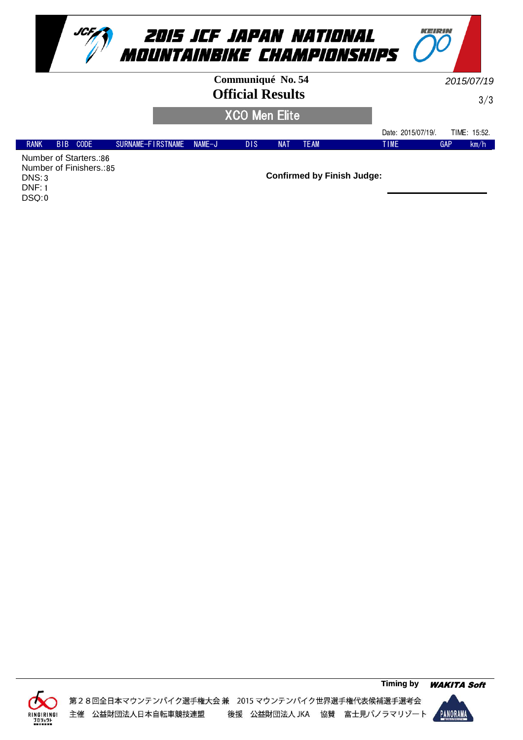# 2015 JCF JAPAN NATIONAL MOUNTAINBIKE CHAMPIONSHIPS

**Communiqué No. 54**

2015/07/19

## Official Results

### XCO Men Elite

Date: 2015/07/19/. TIME: 15:52.

| RANK | BIB | CODE | SURNAME-FIRSTNAME | NAME-J | DIS | NAT | TEAM | TIME | GAP | km/h |
|---|---|---|---|---|---|---|---|---|---|---|

Number of Starters.:86
Number of Finishers.:85
DNS:3
DNF:1
DSQ:0

**Confirmed by Finish Judge:**

Timing by ***WAKITA Soft***

第２８回全日本マウンテンバイク選手権大会 兼 2015 マウンテンバイク世界選手権代表候補選手選考会
主催 公益財団法人日本自転車競技連盟 後援 公益財団法人 JKA 協賛 富士見パノラマリゾート